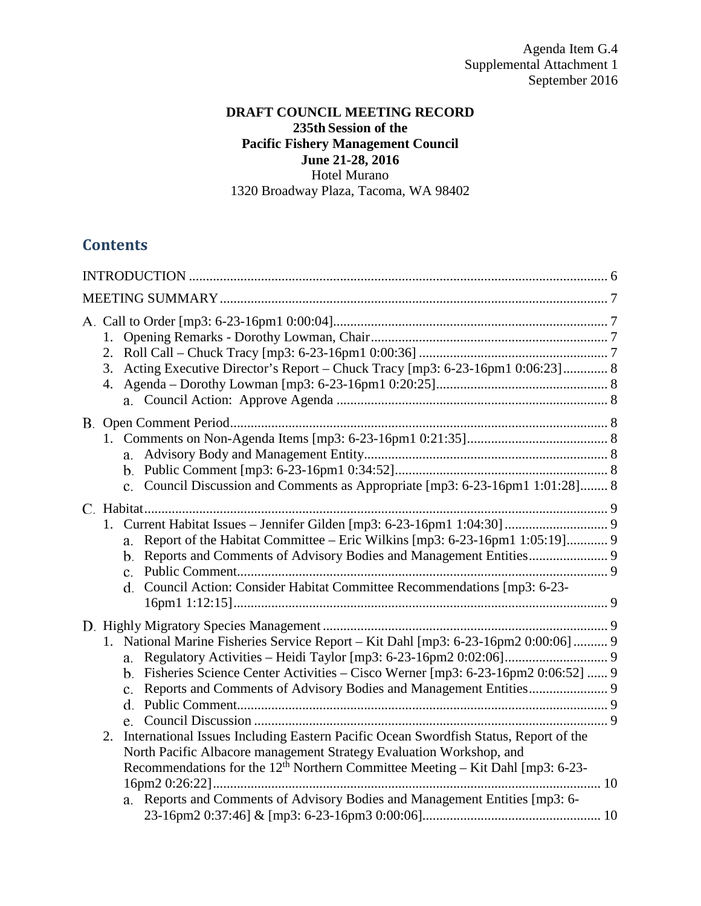Agenda Item G.4
Supplemental Attachment 1
September 2016

**DRAFT COUNCIL MEETING RECORD**
**235th Session of the**
**Pacific Fishery Management Council**
**June 21-28, 2016**
Hotel Murano
1320 Broadway Plaza, Tacoma, WA 98402

## Contents

INTRODUCTION ..... 6

MEETING SUMMARY ..... 7

A. Call to Order [mp3: 6-23-16pm1 0:00:04] ..... 7
1. Opening Remarks - Dorothy Lowman, Chair ..... 7
2. Roll Call – Chuck Tracy [mp3: 6-23-16pm1 0:00:36] ..... 7
3. Acting Executive Director's Report – Chuck Tracy [mp3: 6-23-16pm1 0:06:23] ..... 8
4. Agenda – Dorothy Lowman [mp3: 6-23-16pm1 0:20:25] ..... 8
   a. Council Action: Approve Agenda ..... 8

B. Open Comment Period ..... 8
1. Comments on Non-Agenda Items [mp3: 6-23-16pm1 0:21:35] ..... 8
   a. Advisory Body and Management Entity ..... 8
   b. Public Comment [mp3: 6-23-16pm1 0:34:52] ..... 8
   c. Council Discussion and Comments as Appropriate [mp3: 6-23-16pm1 1:01:28] ..... 8

C. Habitat ..... 9
1. Current Habitat Issues – Jennifer Gilden [mp3: 6-23-16pm1 1:04:30] ..... 9
   a. Report of the Habitat Committee – Eric Wilkins [mp3: 6-23-16pm1 1:05:19] ..... 9
   b. Reports and Comments of Advisory Bodies and Management Entities ..... 9
   c. Public Comment ..... 9
   d. Council Action: Consider Habitat Committee Recommendations [mp3: 6-23-16pm1 1:12:15] ..... 9

D. Highly Migratory Species Management ..... 9
1. National Marine Fisheries Service Report – Kit Dahl [mp3: 6-23-16pm2 0:00:06] ..... 9
   a. Regulatory Activities – Heidi Taylor [mp3: 6-23-16pm2 0:02:06] ..... 9
   b. Fisheries Science Center Activities – Cisco Werner [mp3: 6-23-16pm2 0:06:52] ..... 9
   c. Reports and Comments of Advisory Bodies and Management Entities ..... 9
   d. Public Comment ..... 9
   e. Council Discussion ..... 9
2. International Issues Including Eastern Pacific Ocean Swordfish Status, Report of the North Pacific Albacore management Strategy Evaluation Workshop, and Recommendations for the 12th Northern Committee Meeting – Kit Dahl [mp3: 6-23-16pm2 0:26:22] ..... 10
   a. Reports and Comments of Advisory Bodies and Management Entities [mp3: 6-23-16pm2 0:37:46] & [mp3: 6-23-16pm3 0:00:06] ..... 10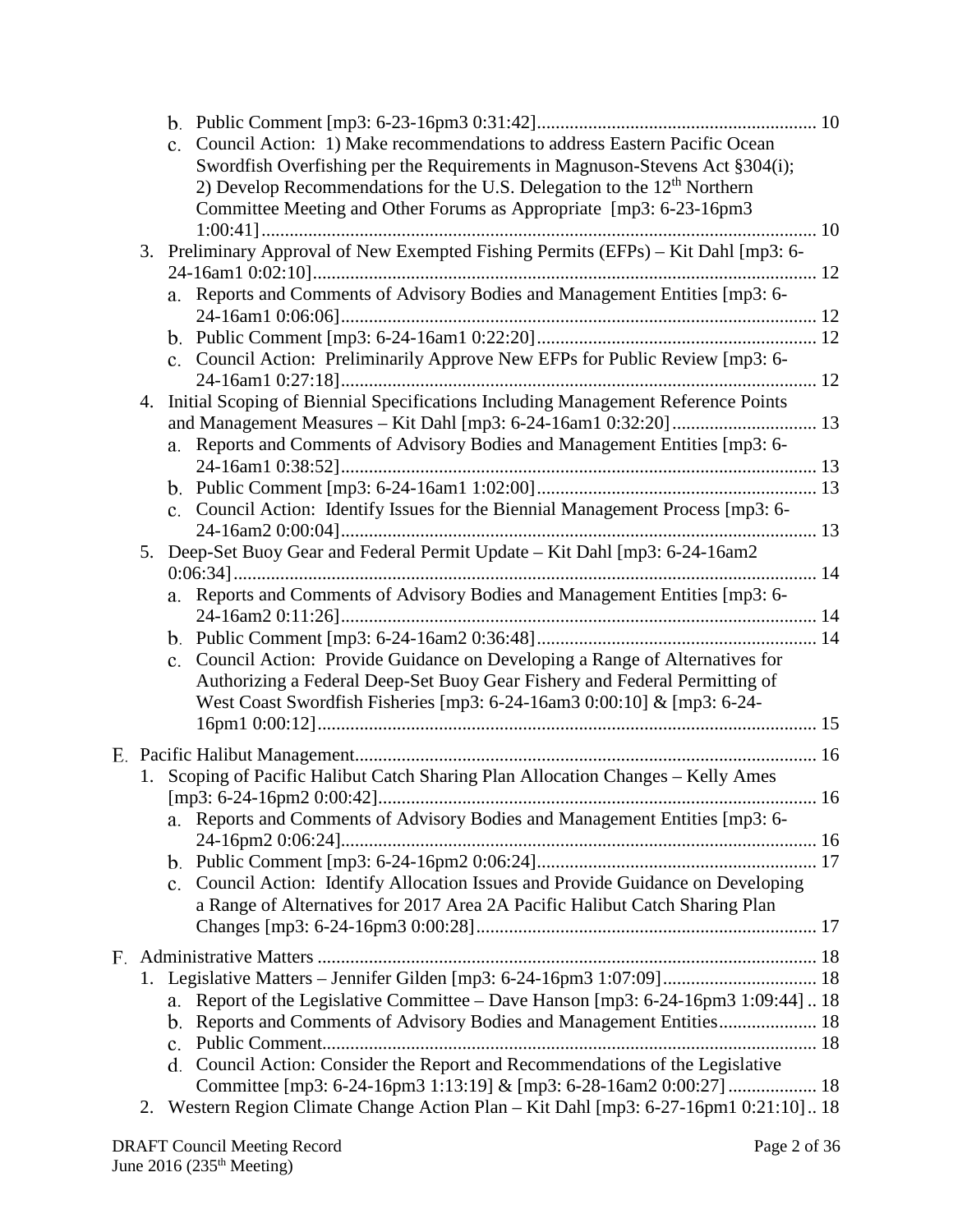- b. Public Comment [mp3: 6-23-16pm3 0:31:42] ........................................................... 10
- c. Council Action: 1) Make recommendations to address Eastern Pacific Ocean Swordfish Overfishing per the Requirements in Magnuson-Stevens Act §304(i); 2) Develop Recommendations for the U.S. Delegation to the 12th Northern Committee Meeting and Other Forums as Appropriate [mp3: 6-23-16pm3 1:00:41] ........................................................................................................... 10

3. Preliminary Approval of New Exempted Fishing Permits (EFPs) – Kit Dahl [mp3: 6-24-16am1 0:02:10] ........................................................................................................... 12
   - a. Reports and Comments of Advisory Bodies and Management Entities [mp3: 6-24-16am1 0:06:06] ..................................................................................................... 12
   - b. Public Comment [mp3: 6-24-16am1 0:22:20] ........................................................... 12
   - c. Council Action: Preliminarily Approve New EFPs for Public Review [mp3: 6-24-16am1 0:27:18] ..................................................................................................... 12
4. Initial Scoping of Biennial Specifications Including Management Reference Points and Management Measures – Kit Dahl [mp3: 6-24-16am1 0:32:20] ............................... 13
   - a. Reports and Comments of Advisory Bodies and Management Entities [mp3: 6-24-16am1 0:38:52] ..................................................................................................... 13
   - b. Public Comment [mp3: 6-24-16am1 1:02:00] ........................................................... 13
   - c. Council Action: Identify Issues for the Biennial Management Process [mp3: 6-24-16am2 0:00:04] ..................................................................................................... 13
5. Deep-Set Buoy Gear and Federal Permit Update – Kit Dahl [mp3: 6-24-16am2 0:06:34] ........................................................................................................... 14
   - a. Reports and Comments of Advisory Bodies and Management Entities [mp3: 6-24-16am2 0:11:26] ..................................................................................................... 14
   - b. Public Comment [mp3: 6-24-16am2 0:36:48] ........................................................... 14
   - c. Council Action: Provide Guidance on Developing a Range of Alternatives for Authorizing a Federal Deep-Set Buoy Gear Fishery and Federal Permitting of West Coast Swordfish Fisheries [mp3: 6-24-16am3 0:00:10] & [mp3: 6-24-16pm1 0:00:12] ........................................................................................................... 15

E. Pacific Halibut Management ................................................................................................... 16

1. Scoping of Pacific Halibut Catch Sharing Plan Allocation Changes – Kelly Ames [mp3: 6-24-16pm2 0:00:42] ............................................................................................. 16
   - a. Reports and Comments of Advisory Bodies and Management Entities [mp3: 6-24-16pm2 0:06:24] ..................................................................................................... 16
   - b. Public Comment [mp3: 6-24-16pm2 0:06:24] ........................................................... 17
   - c. Council Action: Identify Allocation Issues and Provide Guidance on Developing a Range of Alternatives for 2017 Area 2A Pacific Halibut Catch Sharing Plan Changes [mp3: 6-24-16pm3 0:00:28] ......................................................................... 17

F. Administrative Matters ........................................................................................................... 18

1. Legislative Matters – Jennifer Gilden [mp3: 6-24-16pm3 1:07:09] ................................. 18
   - a. Report of the Legislative Committee – Dave Hanson [mp3: 6-24-16pm3 1:09:44] .. 18
   - b. Reports and Comments of Advisory Bodies and Management Entities ..................... 18
   - c. Public Comment ......................................................................................................... 18
   - d. Council Action: Consider the Report and Recommendations of the Legislative Committee [mp3: 6-24-16pm3 1:13:19] & [mp3: 6-28-16am2 0:00:27] ................... 18
2. Western Region Climate Change Action Plan – Kit Dahl [mp3: 6-27-16pm1 0:21:10] .. 18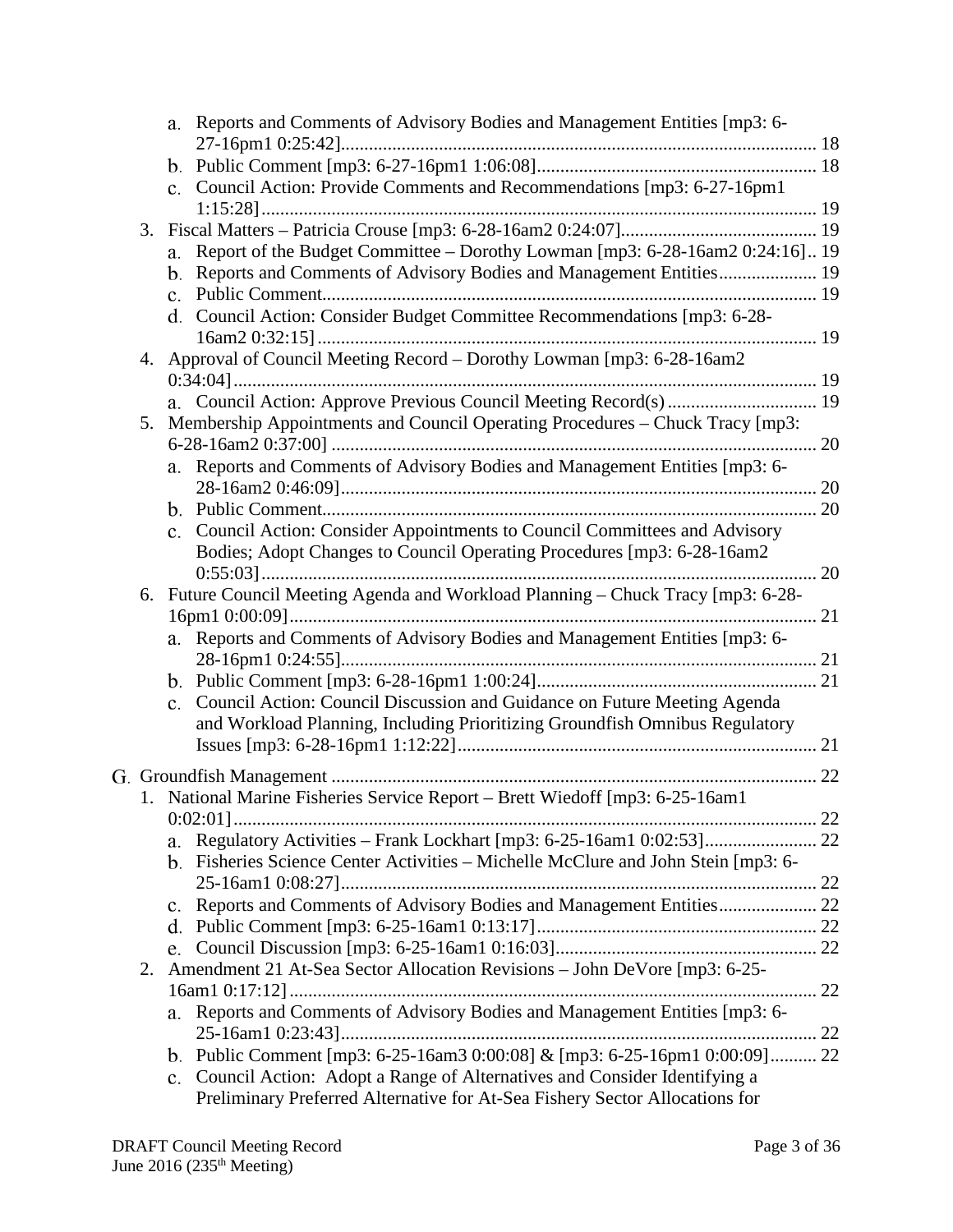- a. Reports and Comments of Advisory Bodies and Management Entities [mp3: 6-27-16pm1 0:25:42] ..... 18
- b. Public Comment [mp3: 6-27-16pm1 1:06:08] ..... 18
- c. Council Action: Provide Comments and Recommendations [mp3: 6-27-16pm1 1:15:28] ..... 19

3. Fiscal Matters – Patricia Crouse [mp3: 6-28-16am2 0:24:07] ..... 19
   - a. Report of the Budget Committee – Dorothy Lowman [mp3: 6-28-16am2 0:24:16] .. 19
   - b. Reports and Comments of Advisory Bodies and Management Entities ..... 19
   - c. Public Comment ..... 19
   - d. Council Action: Consider Budget Committee Recommendations [mp3: 6-28-16am2 0:32:15] ..... 19
4. Approval of Council Meeting Record – Dorothy Lowman [mp3: 6-28-16am2 0:34:04] ..... 19
   - a. Council Action: Approve Previous Council Meeting Record(s) ..... 19
5. Membership Appointments and Council Operating Procedures – Chuck Tracy [mp3: 6-28-16am2 0:37:00] ..... 20
   - a. Reports and Comments of Advisory Bodies and Management Entities [mp3: 6-28-16am2 0:46:09] ..... 20
   - b. Public Comment ..... 20
   - c. Council Action: Consider Appointments to Council Committees and Advisory Bodies; Adopt Changes to Council Operating Procedures [mp3: 6-28-16am2 0:55:03] ..... 20
6. Future Council Meeting Agenda and Workload Planning – Chuck Tracy [mp3: 6-28-16pm1 0:00:09] ..... 21
   - a. Reports and Comments of Advisory Bodies and Management Entities [mp3: 6-28-16pm1 0:24:55] ..... 21
   - b. Public Comment [mp3: 6-28-16pm1 1:00:24] ..... 21
   - c. Council Action: Council Discussion and Guidance on Future Meeting Agenda and Workload Planning, Including Prioritizing Groundfish Omnibus Regulatory Issues [mp3: 6-28-16pm1 1:12:22] ..... 21

G. Groundfish Management ..... 22

1. National Marine Fisheries Service Report – Brett Wiedoff [mp3: 6-25-16am1 0:02:01] ..... 22
   - a. Regulatory Activities – Frank Lockhart [mp3: 6-25-16am1 0:02:53] ..... 22
   - b. Fisheries Science Center Activities – Michelle McClure and John Stein [mp3: 6-25-16am1 0:08:27] ..... 22
   - c. Reports and Comments of Advisory Bodies and Management Entities ..... 22
   - d. Public Comment [mp3: 6-25-16am1 0:13:17] ..... 22
   - e. Council Discussion [mp3: 6-25-16am1 0:16:03] ..... 22
2. Amendment 21 At-Sea Sector Allocation Revisions – John DeVore [mp3: 6-25-16am1 0:17:12] ..... 22
   - a. Reports and Comments of Advisory Bodies and Management Entities [mp3: 6-25-16am1 0:23:43] ..... 22
   - b. Public Comment [mp3: 6-25-16am3 0:00:08] & [mp3: 6-25-16pm1 0:00:09] .......... 22
   - c. Council Action: Adopt a Range of Alternatives and Consider Identifying a Preliminary Preferred Alternative for At-Sea Fishery Sector Allocations for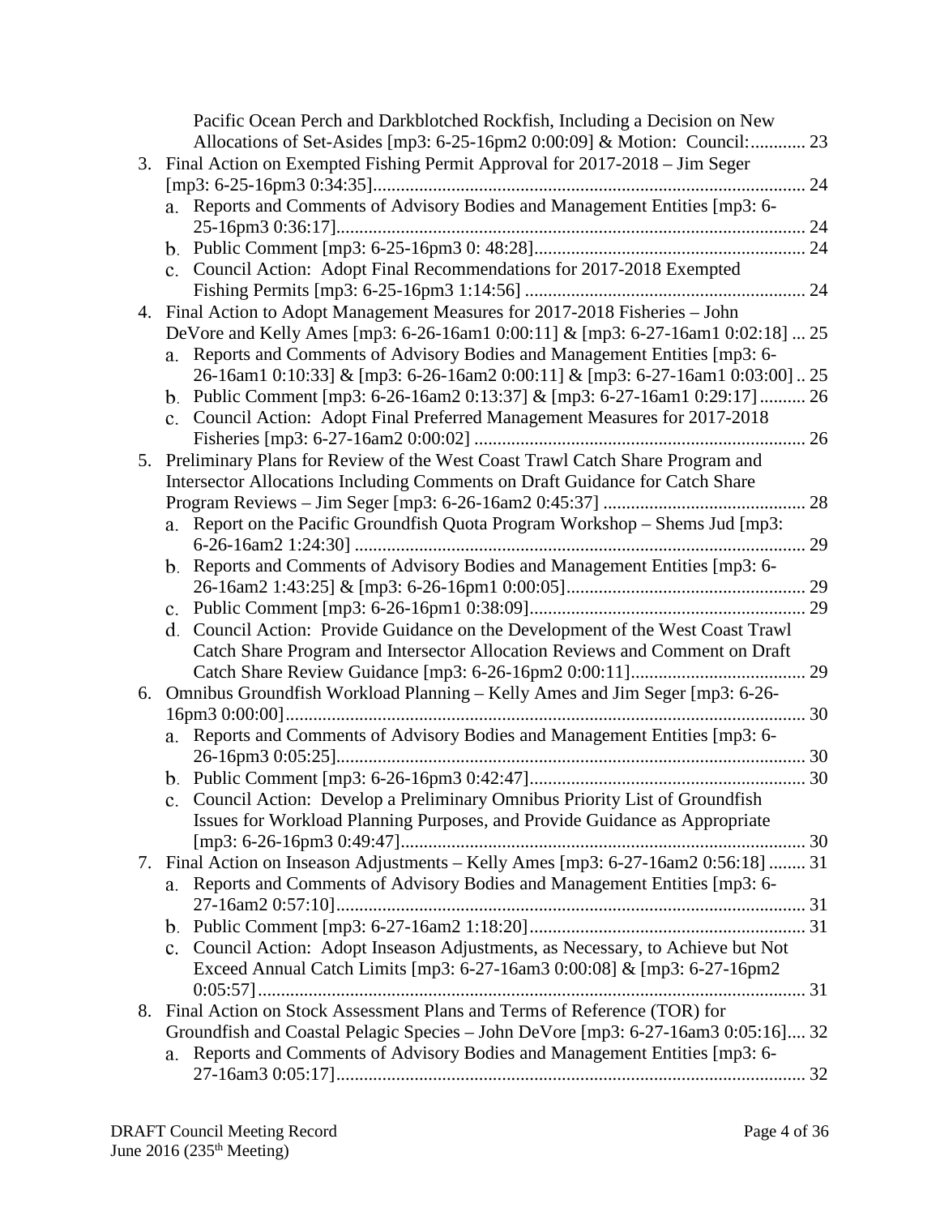Pacific Ocean Perch and Darkblotched Rockfish, Including a Decision on New Allocations of Set-Asides [mp3: 6-25-16pm2 0:00:09] & Motion: Council:............ 23

3. Final Action on Exempted Fishing Permit Approval for 2017-2018 – Jim Seger [mp3: 6-25-16pm3 0:34:35]............................................................................................ 24
   a. Reports and Comments of Advisory Bodies and Management Entities [mp3: 6-25-16pm3 0:36:17]..................................................................................................... 24
   b. Public Comment [mp3: 6-25-16pm3 0: 48:28]........................................................... 24
   c. Council Action: Adopt Final Recommendations for 2017-2018 Exempted Fishing Permits [mp3: 6-25-16pm3 1:14:56] ............................................................. 24
4. Final Action to Adopt Management Measures for 2017-2018 Fisheries – John DeVore and Kelly Ames [mp3: 6-26-16am1 0:00:11] & [mp3: 6-27-16am1 0:02:18] ... 25
   a. Reports and Comments of Advisory Bodies and Management Entities [mp3: 6-26-16am1 0:10:33] & [mp3: 6-26-16am2 0:00:11] & [mp3: 6-27-16am1 0:03:00] .. 25
   b. Public Comment [mp3: 6-26-16am2 0:13:37] & [mp3: 6-27-16am1 0:29:17] .......... 26
   c. Council Action: Adopt Final Preferred Management Measures for 2017-2018 Fisheries [mp3: 6-27-16am2 0:00:02] ....................................................................... 26
5. Preliminary Plans for Review of the West Coast Trawl Catch Share Program and Intersector Allocations Including Comments on Draft Guidance for Catch Share Program Reviews – Jim Seger [mp3: 6-26-16am2 0:45:37] ............................................ 28
   a. Report on the Pacific Groundfish Quota Program Workshop – Shems Jud [mp3: 6-26-16am2 1:24:30] ................................................................................................. 29
   b. Reports and Comments of Advisory Bodies and Management Entities [mp3: 6-26-16am2 1:43:25] & [mp3: 6-26-16pm1 0:00:05].................................................... 29
   c. Public Comment [mp3: 6-26-16pm1 0:38:09]............................................................ 29
   d. Council Action: Provide Guidance on the Development of the West Coast Trawl Catch Share Program and Intersector Allocation Reviews and Comment on Draft Catch Share Review Guidance [mp3: 6-26-16pm2 0:00:11]...................................... 29
6. Omnibus Groundfish Workload Planning – Kelly Ames and Jim Seger [mp3: 6-26-16pm3 0:00:00]................................................................................................................ 30
   a. Reports and Comments of Advisory Bodies and Management Entities [mp3: 6-26-16pm3 0:05:25]..................................................................................................... 30
   b. Public Comment [mp3: 6-26-16pm3 0:42:47]............................................................ 30
   c. Council Action: Develop a Preliminary Omnibus Priority List of Groundfish Issues for Workload Planning Purposes, and Provide Guidance as Appropriate [mp3: 6-26-16pm3 0:49:47]....................................................................................... 30
7. Final Action on Inseason Adjustments – Kelly Ames [mp3: 6-27-16am2 0:56:18] ........ 31
   a. Reports and Comments of Advisory Bodies and Management Entities [mp3: 6-27-16am2 0:57:10]..................................................................................................... 31
   b. Public Comment [mp3: 6-27-16am2 1:18:20]............................................................ 31
   c. Council Action: Adopt Inseason Adjustments, as Necessary, to Achieve but Not Exceed Annual Catch Limits [mp3: 6-27-16am3 0:00:08] & [mp3: 6-27-16pm2 0:05:57]...................................................................................................................... 31
8. Final Action on Stock Assessment Plans and Terms of Reference (TOR) for Groundfish and Coastal Pelagic Species – John DeVore [mp3: 6-27-16am3 0:05:16].... 32
   a. Reports and Comments of Advisory Bodies and Management Entities [mp3: 6-27-16am3 0:05:17]..................................................................................................... 32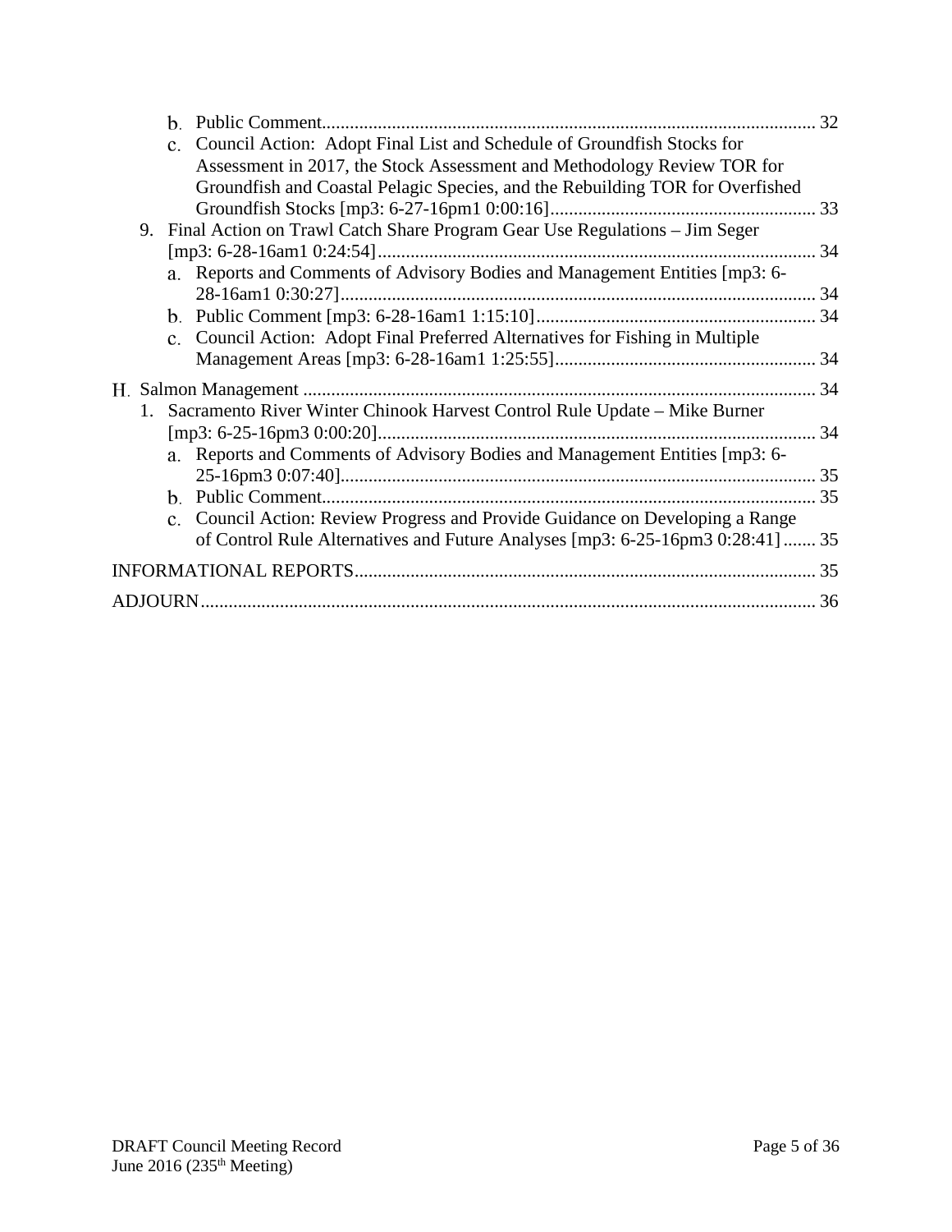- b. Public Comment......................................................................................................... 32
- c. Council Action: Adopt Final List and Schedule of Groundfish Stocks for Assessment in 2017, the Stock Assessment and Methodology Review TOR for Groundfish and Coastal Pelagic Species, and the Rebuilding TOR for Overfished Groundfish Stocks [mp3: 6-27-16pm1 0:00:16]......................................................... 33

9. Final Action on Trawl Catch Share Program Gear Use Regulations – Jim Seger [mp3: 6-28-16am1 0:24:54]............................................................................................. 34
   - a. Reports and Comments of Advisory Bodies and Management Entities [mp3: 6-28-16am1 0:30:27]..................................................................................... 34
   - b. Public Comment [mp3: 6-28-16am1 1:15:10]........................................................... 34
   - c. Council Action: Adopt Final Preferred Alternatives for Fishing in Multiple Management Areas [mp3: 6-28-16am1 1:25:55]........................................................ 34

H. Salmon Management ............................................................................................................ 34

1. Sacramento River Winter Chinook Harvest Control Rule Update – Mike Burner [mp3: 6-25-16pm3 0:00:20]............................................................................................. 34
   - a. Reports and Comments of Advisory Bodies and Management Entities [mp3: 6-25-16pm3 0:07:40]..................................................................................... 35
   - b. Public Comment......................................................................................................... 35
   - c. Council Action: Review Progress and Provide Guidance on Developing a Range of Control Rule Alternatives and Future Analyses [mp3: 6-25-16pm3 0:28:41]....... 35

INFORMATIONAL REPORTS.................................................................................................. 35

ADJOURN.................................................................................................................................. 36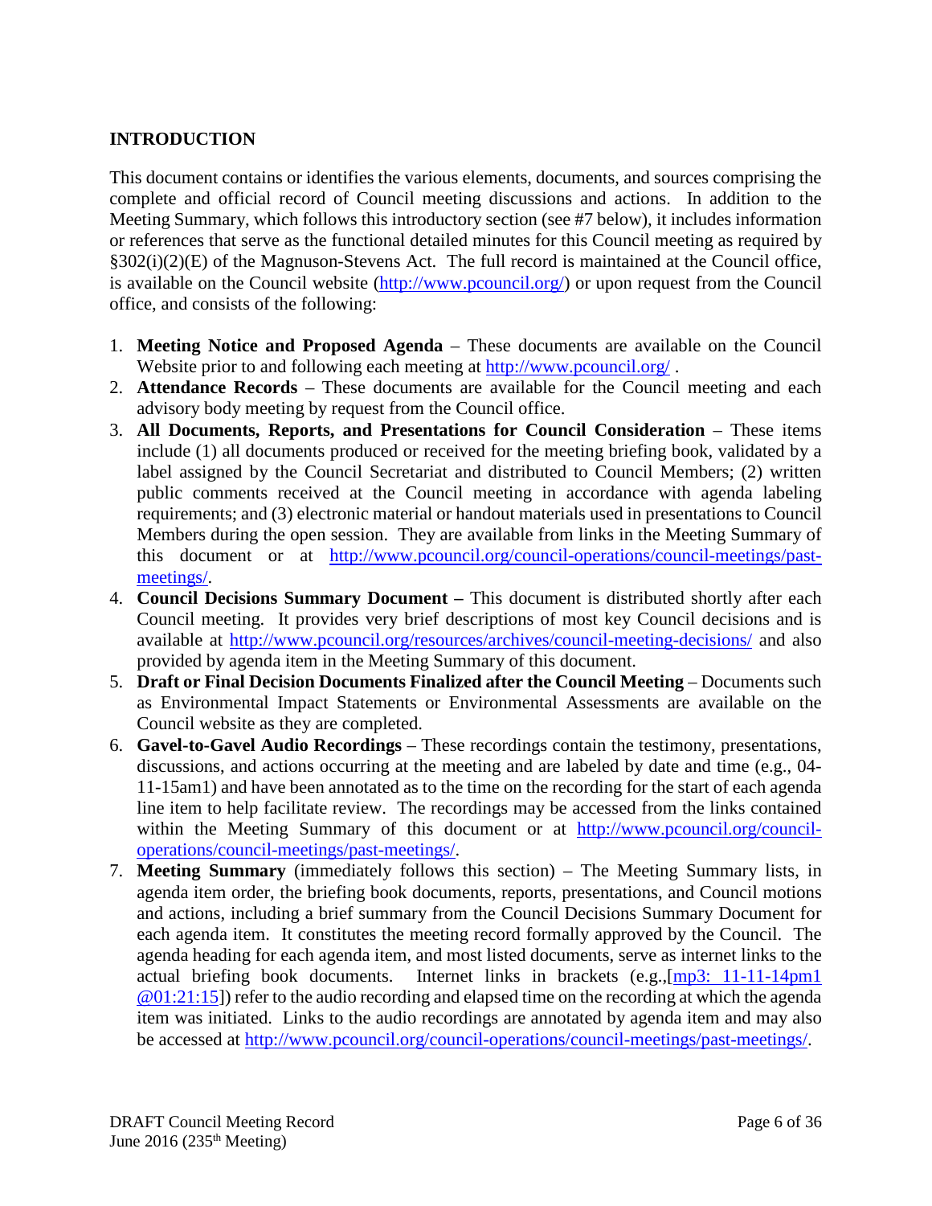## INTRODUCTION

This document contains or identifies the various elements, documents, and sources comprising the complete and official record of Council meeting discussions and actions. In addition to the Meeting Summary, which follows this introductory section (see #7 below), it includes information or references that serve as the functional detailed minutes for this Council meeting as required by §302(i)(2)(E) of the Magnuson-Stevens Act. The full record is maintained at the Council office, is available on the Council website (http://www.pcouncil.org/) or upon request from the Council office, and consists of the following:

1. **Meeting Notice and Proposed Agenda** – These documents are available on the Council Website prior to and following each meeting at http://www.pcouncil.org/ .
2. **Attendance Records** – These documents are available for the Council meeting and each advisory body meeting by request from the Council office.
3. **All Documents, Reports, and Presentations for Council Consideration** – These items include (1) all documents produced or received for the meeting briefing book, validated by a label assigned by the Council Secretariat and distributed to Council Members; (2) written public comments received at the Council meeting in accordance with agenda labeling requirements; and (3) electronic material or handout materials used in presentations to Council Members during the open session. They are available from links in the Meeting Summary of this document or at http://www.pcouncil.org/council-operations/council-meetings/past-meetings/.
4. **Council Decisions Summary Document –** This document is distributed shortly after each Council meeting. It provides very brief descriptions of most key Council decisions and is available at http://www.pcouncil.org/resources/archives/council-meeting-decisions/ and also provided by agenda item in the Meeting Summary of this document.
5. **Draft or Final Decision Documents Finalized after the Council Meeting** – Documents such as Environmental Impact Statements or Environmental Assessments are available on the Council website as they are completed.
6. **Gavel-to-Gavel Audio Recordings** – These recordings contain the testimony, presentations, discussions, and actions occurring at the meeting and are labeled by date and time (e.g., 04-11-15am1) and have been annotated as to the time on the recording for the start of each agenda line item to help facilitate review. The recordings may be accessed from the links contained within the Meeting Summary of this document or at http://www.pcouncil.org/council-operations/council-meetings/past-meetings/.
7. **Meeting Summary** (immediately follows this section) – The Meeting Summary lists, in agenda item order, the briefing book documents, reports, presentations, and Council motions and actions, including a brief summary from the Council Decisions Summary Document for each agenda item. It constitutes the meeting record formally approved by the Council. The agenda heading for each agenda item, and most listed documents, serve as internet links to the actual briefing book documents. Internet links in brackets (e.g.,[mp3: 11-11-14pm1 @01:21:15]) refer to the audio recording and elapsed time on the recording at which the agenda item was initiated. Links to the audio recordings are annotated by agenda item and may also be accessed at http://www.pcouncil.org/council-operations/council-meetings/past-meetings/.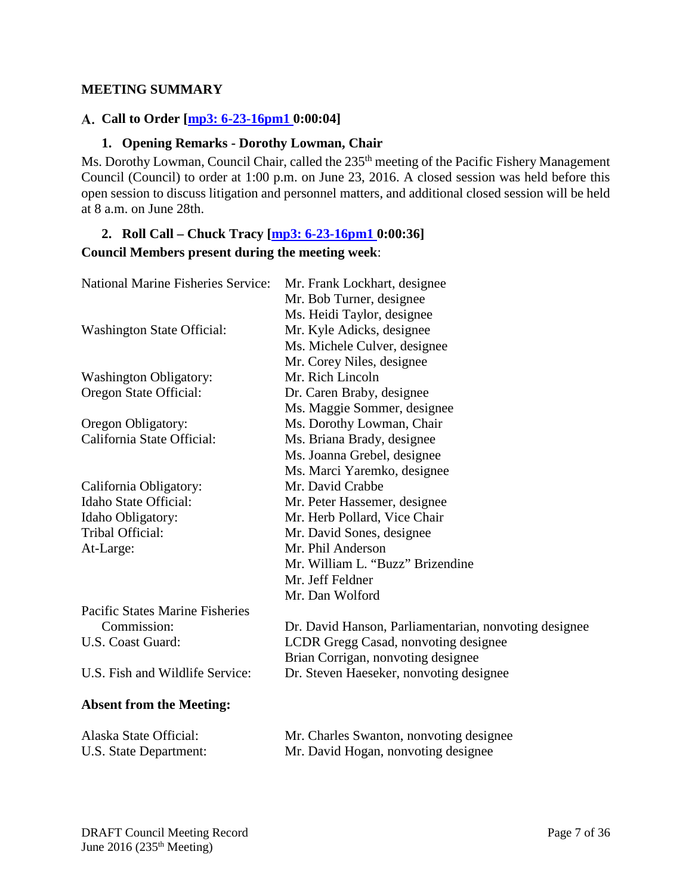## MEETING SUMMARY

### A. Call to Order [mp3: 6-23-16pm1 0:00:04]

#### 1. Opening Remarks - Dorothy Lowman, Chair

Ms. Dorothy Lowman, Council Chair, called the 235th meeting of the Pacific Fishery Management Council (Council) to order at 1:00 p.m. on June 23, 2016. A closed session was held before this open session to discuss litigation and personnel matters, and additional closed session will be held at 8 a.m. on June 28th.

#### 2. Roll Call – Chuck Tracy [mp3: 6-23-16pm1 0:00:36]

**Council Members present during the meeting week**:

| | |
|---|---|
| National Marine Fisheries Service: | Mr. Frank Lockhart, designee |
| | Mr. Bob Turner, designee |
| | Ms. Heidi Taylor, designee |
| Washington State Official: | Mr. Kyle Adicks, designee |
| | Ms. Michele Culver, designee |
| | Mr. Corey Niles, designee |
| Washington Obligatory: | Mr. Rich Lincoln |
| Oregon State Official: | Dr. Caren Braby, designee |
| | Ms. Maggie Sommer, designee |
| Oregon Obligatory: | Ms. Dorothy Lowman, Chair |
| California State Official: | Ms. Briana Brady, designee |
| | Ms. Joanna Grebel, designee |
| | Ms. Marci Yaremko, designee |
| California Obligatory: | Mr. David Crabbe |
| Idaho State Official: | Mr. Peter Hassemer, designee |
| Idaho Obligatory: | Mr. Herb Pollard, Vice Chair |
| Tribal Official: | Mr. David Sones, designee |
| At-Large: | Mr. Phil Anderson |
| | Mr. William L. "Buzz" Brizendine |
| | Mr. Jeff Feldner |
| | Mr. Dan Wolford |
| Pacific States Marine Fisheries Commission: | Dr. David Hanson, Parliamentarian, nonvoting designee |
| U.S. Coast Guard: | LCDR Gregg Casad, nonvoting designee |
| | Brian Corrigan, nonvoting designee |
| U.S. Fish and Wildlife Service: | Dr. Steven Haeseker, nonvoting designee |

**Absent from the Meeting:**

| | |
|---|---|
| Alaska State Official: | Mr. Charles Swanton, nonvoting designee |
| U.S. State Department: | Mr. David Hogan, nonvoting designee |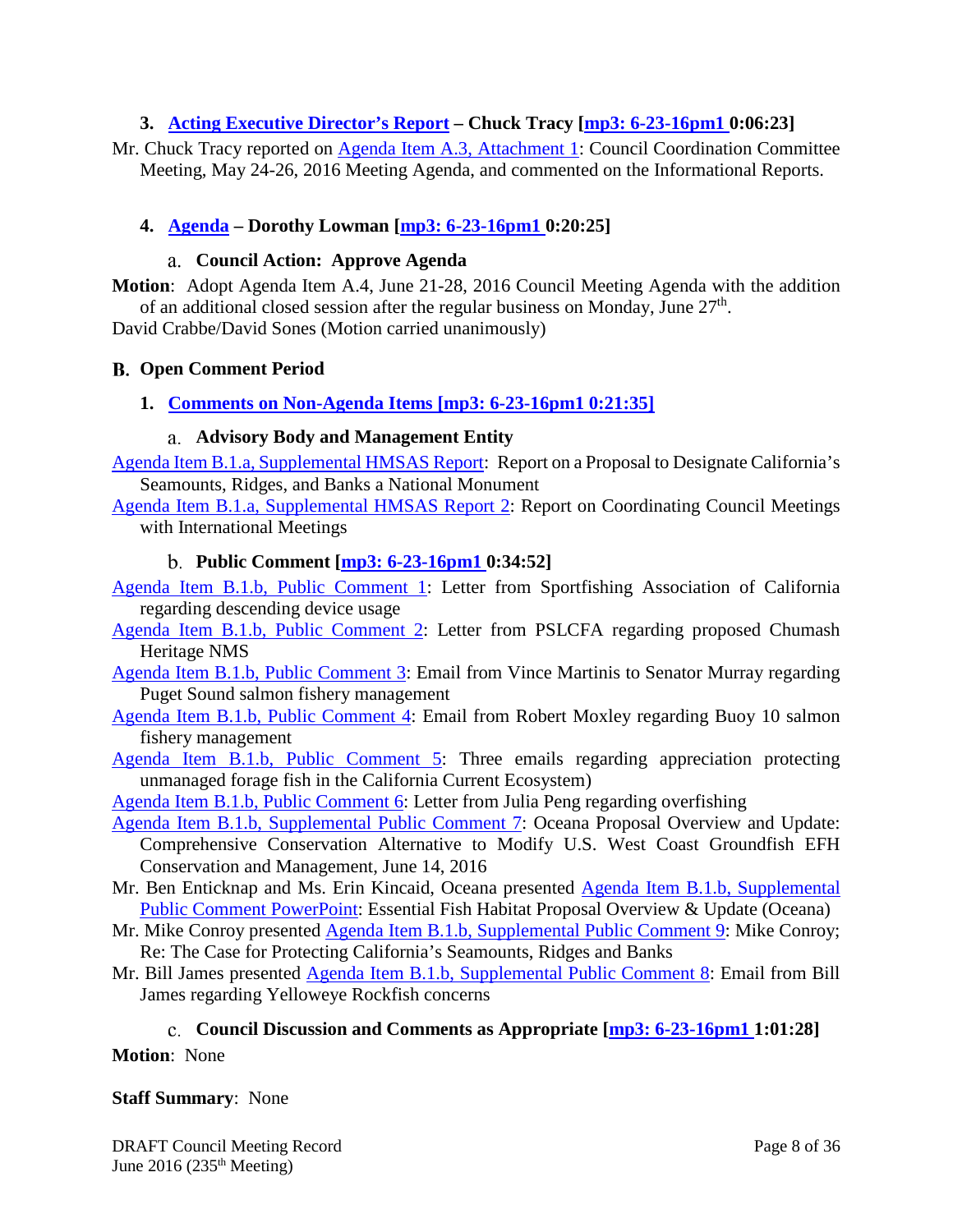### 3. Acting Executive Director's Report – Chuck Tracy [mp3: 6-23-16pm1 0:06:23]

Mr. Chuck Tracy reported on Agenda Item A.3, Attachment 1: Council Coordination Committee Meeting, May 24-26, 2016 Meeting Agenda, and commented on the Informational Reports.

### 4. Agenda – Dorothy Lowman [mp3: 6-23-16pm1 0:20:25]

#### a. Council Action: Approve Agenda

**Motion**: Adopt Agenda Item A.4, June 21-28, 2016 Council Meeting Agenda with the addition of an additional closed session after the regular business on Monday, June 27th.

David Crabbe/David Sones (Motion carried unanimously)

## B. Open Comment Period

### 1. Comments on Non-Agenda Items [mp3: 6-23-16pm1 0:21:35]

#### a. Advisory Body and Management Entity

Agenda Item B.1.a, Supplemental HMSAS Report: Report on a Proposal to Designate California's Seamounts, Ridges, and Banks a National Monument

Agenda Item B.1.a, Supplemental HMSAS Report 2: Report on Coordinating Council Meetings with International Meetings

#### b. Public Comment [mp3: 6-23-16pm1 0:34:52]

Agenda Item B.1.b, Public Comment 1: Letter from Sportfishing Association of California regarding descending device usage

Agenda Item B.1.b, Public Comment 2: Letter from PSLCFA regarding proposed Chumash Heritage NMS

Agenda Item B.1.b, Public Comment 3: Email from Vince Martinis to Senator Murray regarding Puget Sound salmon fishery management

Agenda Item B.1.b, Public Comment 4: Email from Robert Moxley regarding Buoy 10 salmon fishery management

Agenda Item B.1.b, Public Comment 5: Three emails regarding appreciation protecting unmanaged forage fish in the California Current Ecosystem)

Agenda Item B.1.b, Public Comment 6: Letter from Julia Peng regarding overfishing

Agenda Item B.1.b, Supplemental Public Comment 7: Oceana Proposal Overview and Update: Comprehensive Conservation Alternative to Modify U.S. West Coast Groundfish EFH Conservation and Management, June 14, 2016

Mr. Ben Enticknap and Ms. Erin Kincaid, Oceana presented Agenda Item B.1.b, Supplemental Public Comment PowerPoint: Essential Fish Habitat Proposal Overview & Update (Oceana)

Mr. Mike Conroy presented Agenda Item B.1.b, Supplemental Public Comment 9: Mike Conroy; Re: The Case for Protecting California's Seamounts, Ridges and Banks

Mr. Bill James presented Agenda Item B.1.b, Supplemental Public Comment 8: Email from Bill James regarding Yelloweye Rockfish concerns

#### c. Council Discussion and Comments as Appropriate [mp3: 6-23-16pm1 1:01:28]

**Motion**: None

**Staff Summary**: None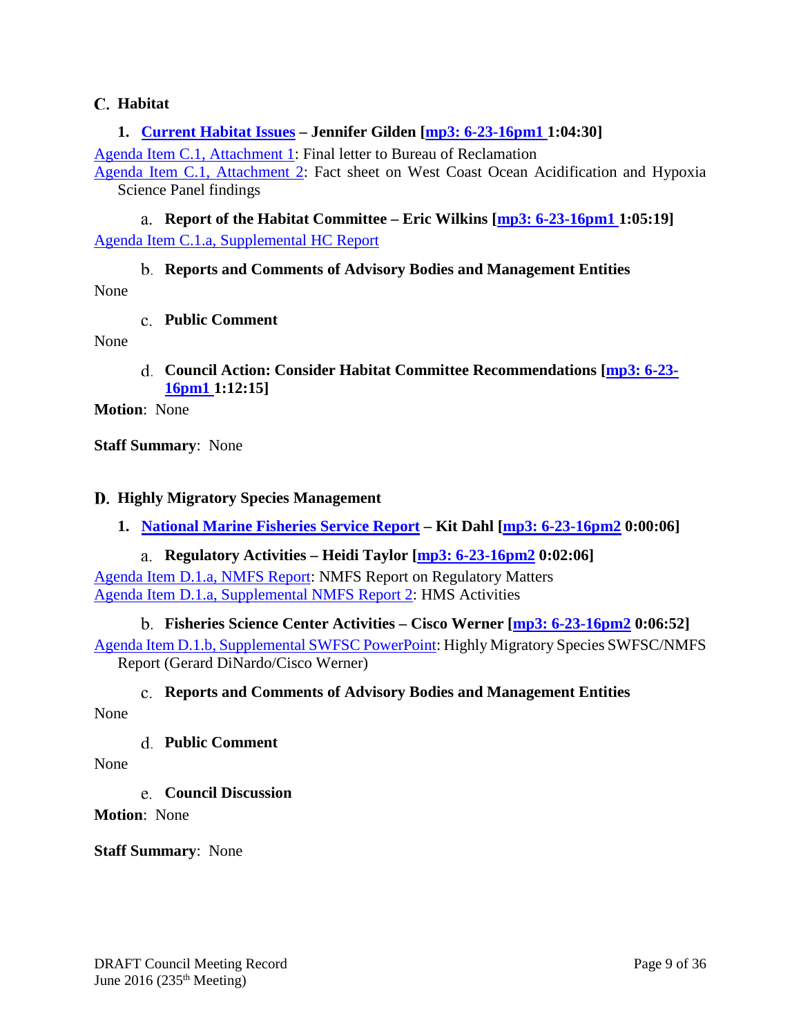## C. Habitat

### 1. Current Habitat Issues – Jennifer Gilden [mp3: 6-23-16pm1 1:04:30]

Agenda Item C.1, Attachment 1: Final letter to Bureau of Reclamation

Agenda Item C.1, Attachment 2: Fact sheet on West Coast Ocean Acidification and Hypoxia Science Panel findings

#### a. Report of the Habitat Committee – Eric Wilkins [mp3: 6-23-16pm1 1:05:19]

Agenda Item C.1.a, Supplemental HC Report

#### b. Reports and Comments of Advisory Bodies and Management Entities

None

#### c. Public Comment

None

#### d. Council Action: Consider Habitat Committee Recommendations [mp3: 6-23-16pm1 1:12:15]

**Motion**: None

**Staff Summary**: None

## D. Highly Migratory Species Management

### 1. National Marine Fisheries Service Report – Kit Dahl [mp3: 6-23-16pm2 0:00:06]

#### a. Regulatory Activities – Heidi Taylor [mp3: 6-23-16pm2 0:02:06]

Agenda Item D.1.a, NMFS Report: NMFS Report on Regulatory Matters

Agenda Item D.1.a, Supplemental NMFS Report 2: HMS Activities

#### b. Fisheries Science Center Activities – Cisco Werner [mp3: 6-23-16pm2 0:06:52]

Agenda Item D.1.b, Supplemental SWFSC PowerPoint: Highly Migratory Species SWFSC/NMFS Report (Gerard DiNardo/Cisco Werner)

#### c. Reports and Comments of Advisory Bodies and Management Entities

None

#### d. Public Comment

None

#### e. Council Discussion

**Motion**: None

**Staff Summary**: None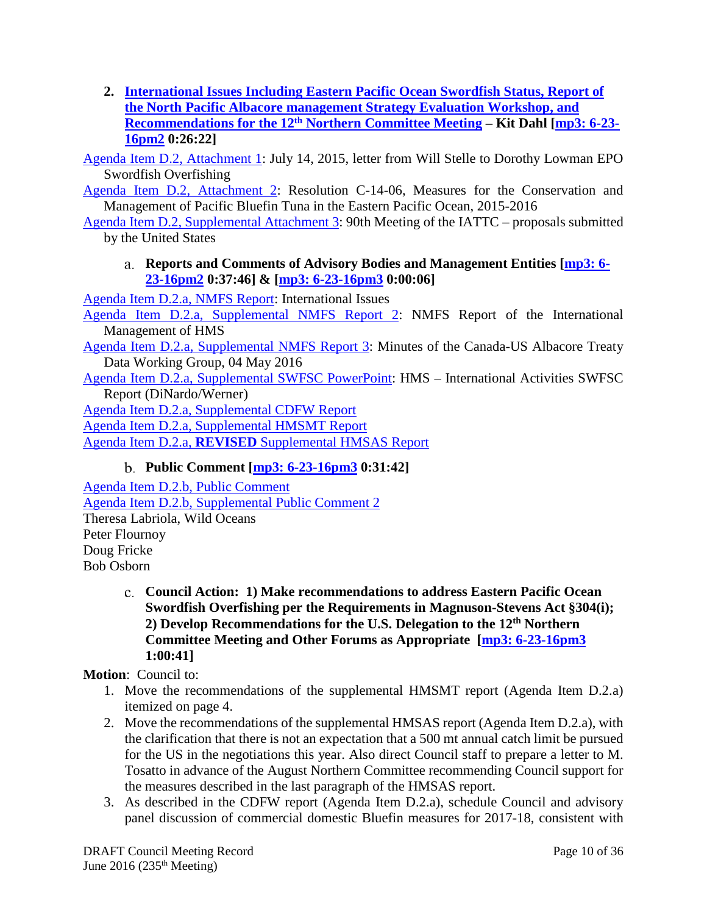**2. International Issues Including Eastern Pacific Ocean Swordfish Status, Report of the North Pacific Albacore management Strategy Evaluation Workshop, and Recommendations for the 12th Northern Committee Meeting – Kit Dahl [mp3: 6-23-16pm2 0:26:22]**

Agenda Item D.2, Attachment 1: July 14, 2015, letter from Will Stelle to Dorothy Lowman EPO Swordfish Overfishing

Agenda Item D.2, Attachment 2: Resolution C-14-06, Measures for the Conservation and Management of Pacific Bluefin Tuna in the Eastern Pacific Ocean, 2015-2016

Agenda Item D.2, Supplemental Attachment 3: 90th Meeting of the IATTC – proposals submitted by the United States

a. **Reports and Comments of Advisory Bodies and Management Entities [mp3: 6-23-16pm2 0:37:46] & [mp3: 6-23-16pm3 0:00:06]**

Agenda Item D.2.a, NMFS Report: International Issues

Agenda Item D.2.a, Supplemental NMFS Report 2: NMFS Report of the International Management of HMS

Agenda Item D.2.a, Supplemental NMFS Report 3: Minutes of the Canada-US Albacore Treaty Data Working Group, 04 May 2016

Agenda Item D.2.a, Supplemental SWFSC PowerPoint: HMS – International Activities SWFSC Report (DiNardo/Werner)

Agenda Item D.2.a, Supplemental CDFW Report

Agenda Item D.2.a, Supplemental HMSMT Report

Agenda Item D.2.a, **REVISED** Supplemental HMSAS Report

b. **Public Comment [mp3: 6-23-16pm3 0:31:42]**

Agenda Item D.2.b, Public Comment

Agenda Item D.2.b, Supplemental Public Comment 2

Theresa Labriola, Wild Oceans

Peter Flournoy

Doug Fricke

Bob Osborn

c. **Council Action: 1) Make recommendations to address Eastern Pacific Ocean Swordfish Overfishing per the Requirements in Magnuson-Stevens Act §304(i); 2) Develop Recommendations for the U.S. Delegation to the 12th Northern Committee Meeting and Other Forums as Appropriate [mp3: 6-23-16pm3 1:00:41]**

**Motion**: Council to:

1. Move the recommendations of the supplemental HMSMT report (Agenda Item D.2.a) itemized on page 4.
2. Move the recommendations of the supplemental HMSAS report (Agenda Item D.2.a), with the clarification that there is not an expectation that a 500 mt annual catch limit be pursued for the US in the negotiations this year. Also direct Council staff to prepare a letter to M. Tosatto in advance of the August Northern Committee recommending Council support for the measures described in the last paragraph of the HMSAS report.
3. As described in the CDFW report (Agenda Item D.2.a), schedule Council and advisory panel discussion of commercial domestic Bluefin measures for 2017-18, consistent with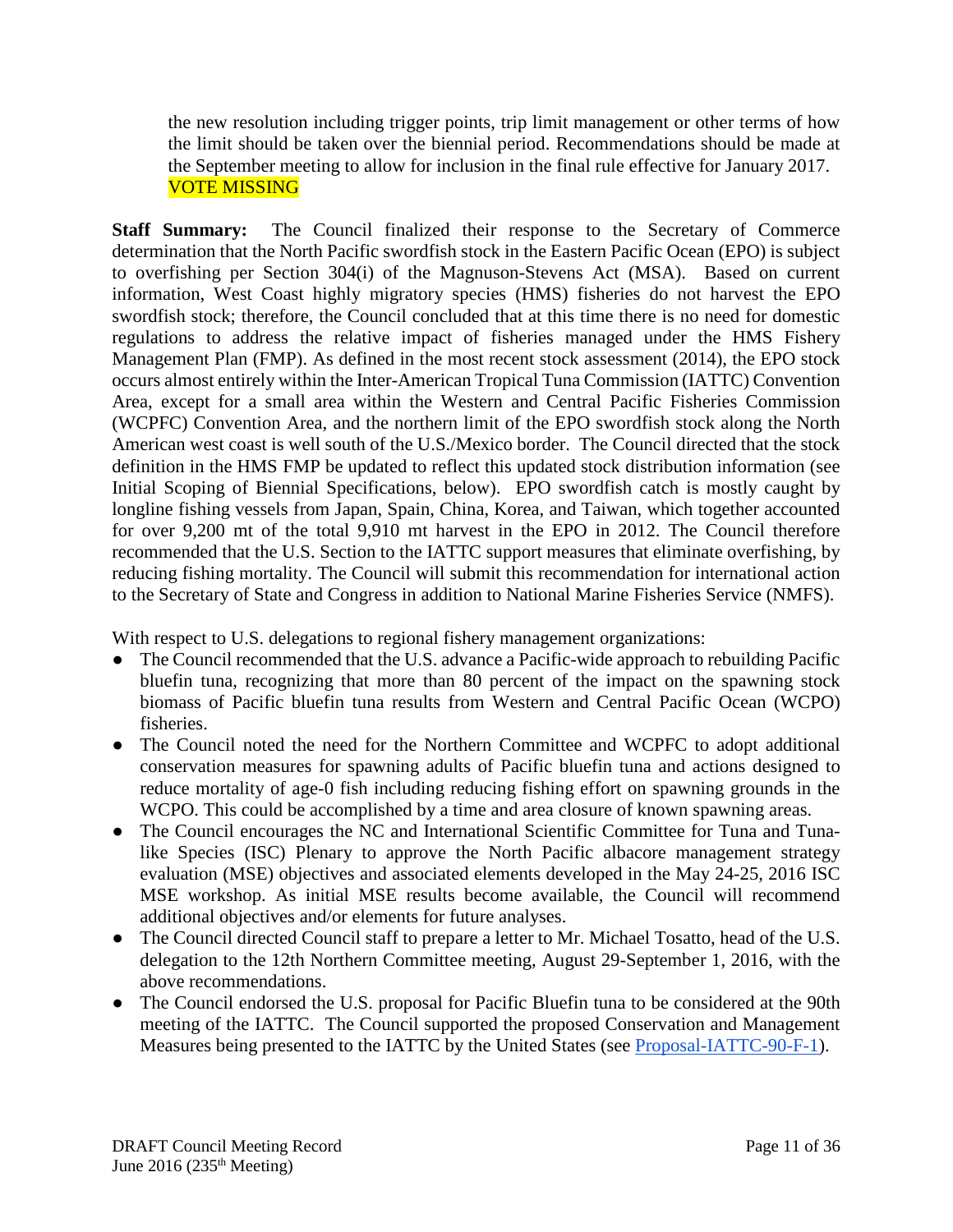the new resolution including trigger points, trip limit management or other terms of how the limit should be taken over the biennial period. Recommendations should be made at the September meeting to allow for inclusion in the final rule effective for January 2017. VOTE MISSING

**Staff Summary:** The Council finalized their response to the Secretary of Commerce determination that the North Pacific swordfish stock in the Eastern Pacific Ocean (EPO) is subject to overfishing per Section 304(i) of the Magnuson-Stevens Act (MSA). Based on current information, West Coast highly migratory species (HMS) fisheries do not harvest the EPO swordfish stock; therefore, the Council concluded that at this time there is no need for domestic regulations to address the relative impact of fisheries managed under the HMS Fishery Management Plan (FMP). As defined in the most recent stock assessment (2014), the EPO stock occurs almost entirely within the Inter-American Tropical Tuna Commission (IATTC) Convention Area, except for a small area within the Western and Central Pacific Fisheries Commission (WCPFC) Convention Area, and the northern limit of the EPO swordfish stock along the North American west coast is well south of the U.S./Mexico border. The Council directed that the stock definition in the HMS FMP be updated to reflect this updated stock distribution information (see Initial Scoping of Biennial Specifications, below). EPO swordfish catch is mostly caught by longline fishing vessels from Japan, Spain, China, Korea, and Taiwan, which together accounted for over 9,200 mt of the total 9,910 mt harvest in the EPO in 2012. The Council therefore recommended that the U.S. Section to the IATTC support measures that eliminate overfishing, by reducing fishing mortality. The Council will submit this recommendation for international action to the Secretary of State and Congress in addition to National Marine Fisheries Service (NMFS).

With respect to U.S. delegations to regional fishery management organizations:

- The Council recommended that the U.S. advance a Pacific-wide approach to rebuilding Pacific bluefin tuna, recognizing that more than 80 percent of the impact on the spawning stock biomass of Pacific bluefin tuna results from Western and Central Pacific Ocean (WCPO) fisheries.
- The Council noted the need for the Northern Committee and WCPFC to adopt additional conservation measures for spawning adults of Pacific bluefin tuna and actions designed to reduce mortality of age-0 fish including reducing fishing effort on spawning grounds in the WCPO. This could be accomplished by a time and area closure of known spawning areas.
- The Council encourages the NC and International Scientific Committee for Tuna and Tuna-like Species (ISC) Plenary to approve the North Pacific albacore management strategy evaluation (MSE) objectives and associated elements developed in the May 24-25, 2016 ISC MSE workshop. As initial MSE results become available, the Council will recommend additional objectives and/or elements for future analyses.
- The Council directed Council staff to prepare a letter to Mr. Michael Tosatto, head of the U.S. delegation to the 12th Northern Committee meeting, August 29-September 1, 2016, with the above recommendations.
- The Council endorsed the U.S. proposal for Pacific Bluefin tuna to be considered at the 90th meeting of the IATTC. The Council supported the proposed Conservation and Management Measures being presented to the IATTC by the United States (see Proposal-IATTC-90-F-1).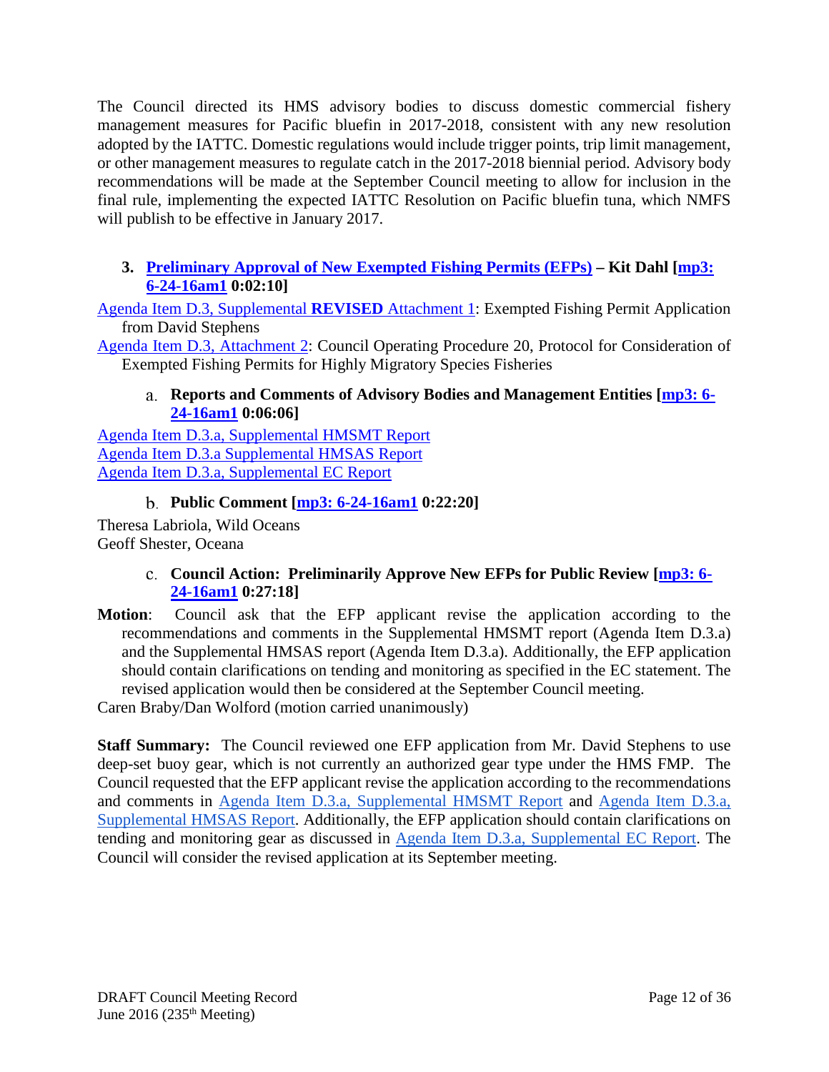The Council directed its HMS advisory bodies to discuss domestic commercial fishery management measures for Pacific bluefin in 2017-2018, consistent with any new resolution adopted by the IATTC. Domestic regulations would include trigger points, trip limit management, or other management measures to regulate catch in the 2017-2018 biennial period. Advisory body recommendations will be made at the September Council meeting to allow for inclusion in the final rule, implementing the expected IATTC Resolution on Pacific bluefin tuna, which NMFS will publish to be effective in January 2017.

### 3. Preliminary Approval of New Exempted Fishing Permits (EFPs) – Kit Dahl [mp3: 6-24-16am1 0:02:10]

Agenda Item D.3, Supplemental **REVISED** Attachment 1: Exempted Fishing Permit Application from David Stephens

Agenda Item D.3, Attachment 2: Council Operating Procedure 20, Protocol for Consideration of Exempted Fishing Permits for Highly Migratory Species Fisheries

#### a. Reports and Comments of Advisory Bodies and Management Entities [mp3: 6-24-16am1 0:06:06]

Agenda Item D.3.a, Supplemental HMSMT Report
Agenda Item D.3.a Supplemental HMSAS Report
Agenda Item D.3.a, Supplemental EC Report

#### b. Public Comment [mp3: 6-24-16am1 0:22:20]

Theresa Labriola, Wild Oceans
Geoff Shester, Oceana

#### c. Council Action: Preliminarily Approve New EFPs for Public Review [mp3: 6-24-16am1 0:27:18]

**Motion**: Council ask that the EFP applicant revise the application according to the recommendations and comments in the Supplemental HMSMT report (Agenda Item D.3.a) and the Supplemental HMSAS report (Agenda Item D.3.a). Additionally, the EFP application should contain clarifications on tending and monitoring as specified in the EC statement. The revised application would then be considered at the September Council meeting.

Caren Braby/Dan Wolford (motion carried unanimously)

**Staff Summary:** The Council reviewed one EFP application from Mr. David Stephens to use deep-set buoy gear, which is not currently an authorized gear type under the HMS FMP. The Council requested that the EFP applicant revise the application according to the recommendations and comments in Agenda Item D.3.a, Supplemental HMSMT Report and Agenda Item D.3.a, Supplemental HMSAS Report. Additionally, the EFP application should contain clarifications on tending and monitoring gear as discussed in Agenda Item D.3.a, Supplemental EC Report. The Council will consider the revised application at its September meeting.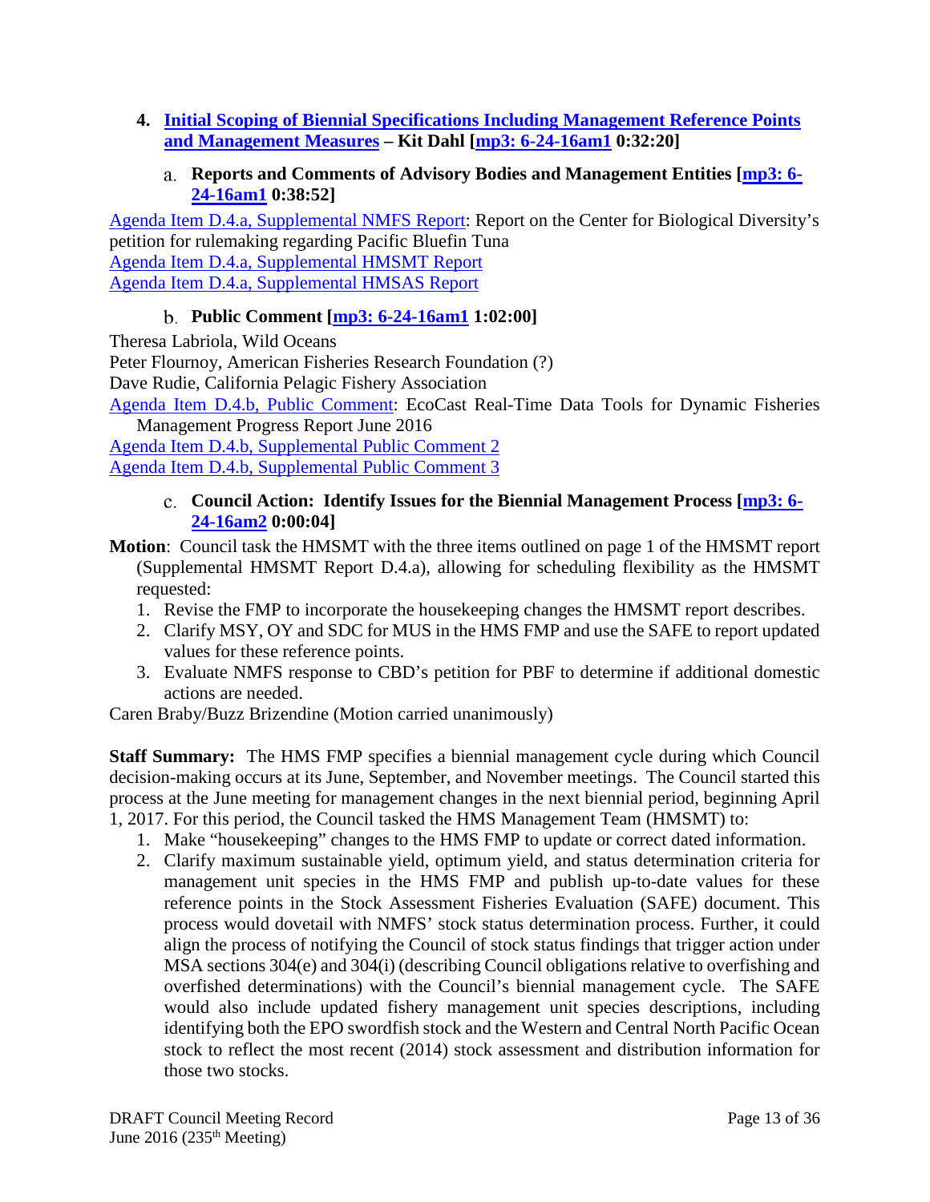### 4. Initial Scoping of Biennial Specifications Including Management Reference Points and Management Measures – Kit Dahl [mp3: 6-24-16am1 0:32:20]

#### a. Reports and Comments of Advisory Bodies and Management Entities [mp3: 6-24-16am1 0:38:52]

Agenda Item D.4.a, Supplemental NMFS Report: Report on the Center for Biological Diversity's petition for rulemaking regarding Pacific Bluefin Tuna
Agenda Item D.4.a, Supplemental HMSMT Report
Agenda Item D.4.a, Supplemental HMSAS Report

#### b. Public Comment [mp3: 6-24-16am1 1:02:00]

Theresa Labriola, Wild Oceans
Peter Flournoy, American Fisheries Research Foundation (?)
Dave Rudie, California Pelagic Fishery Association
Agenda Item D.4.b, Public Comment: EcoCast Real-Time Data Tools for Dynamic Fisheries Management Progress Report June 2016
Agenda Item D.4.b, Supplemental Public Comment 2
Agenda Item D.4.b, Supplemental Public Comment 3

#### c. Council Action: Identify Issues for the Biennial Management Process [mp3: 6-24-16am2 0:00:04]

**Motion**: Council task the HMSMT with the three items outlined on page 1 of the HMSMT report (Supplemental HMSMT Report D.4.a), allowing for scheduling flexibility as the HMSMT requested:

1. Revise the FMP to incorporate the housekeeping changes the HMSMT report describes.
2. Clarify MSY, OY and SDC for MUS in the HMS FMP and use the SAFE to report updated values for these reference points.
3. Evaluate NMFS response to CBD's petition for PBF to determine if additional domestic actions are needed.

Caren Braby/Buzz Brizendine (Motion carried unanimously)

**Staff Summary:** The HMS FMP specifies a biennial management cycle during which Council decision-making occurs at its June, September, and November meetings. The Council started this process at the June meeting for management changes in the next biennial period, beginning April 1, 2017. For this period, the Council tasked the HMS Management Team (HMSMT) to:

1. Make "housekeeping" changes to the HMS FMP to update or correct dated information.
2. Clarify maximum sustainable yield, optimum yield, and status determination criteria for management unit species in the HMS FMP and publish up-to-date values for these reference points in the Stock Assessment Fisheries Evaluation (SAFE) document. This process would dovetail with NMFS' stock status determination process. Further, it could align the process of notifying the Council of stock status findings that trigger action under MSA sections 304(e) and 304(i) (describing Council obligations relative to overfishing and overfished determinations) with the Council's biennial management cycle. The SAFE would also include updated fishery management unit species descriptions, including identifying both the EPO swordfish stock and the Western and Central North Pacific Ocean stock to reflect the most recent (2014) stock assessment and distribution information for those two stocks.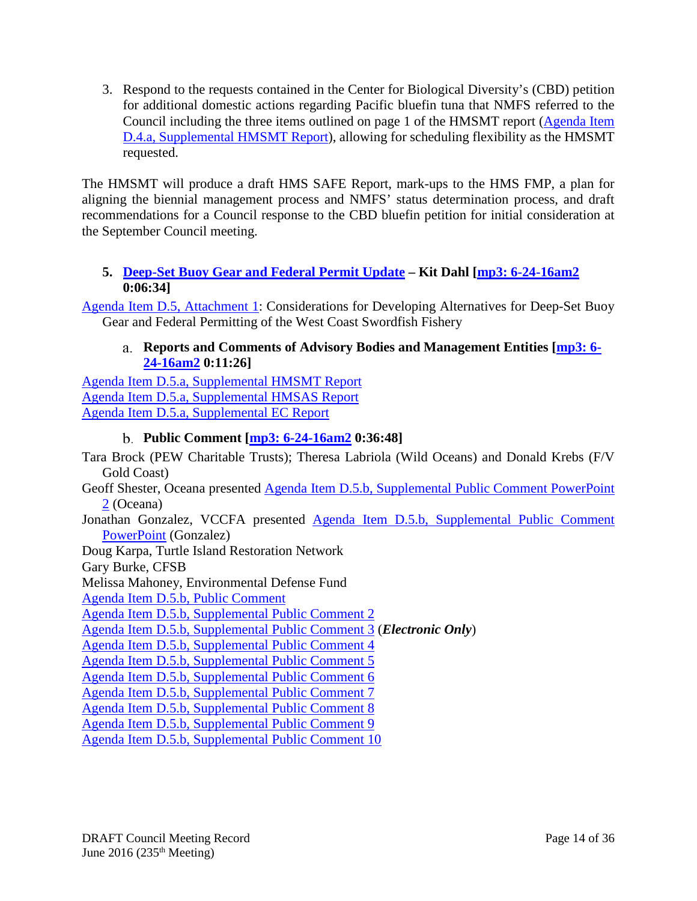3. Respond to the requests contained in the Center for Biological Diversity's (CBD) petition for additional domestic actions regarding Pacific bluefin tuna that NMFS referred to the Council including the three items outlined on page 1 of the HMSMT report (Agenda Item D.4.a, Supplemental HMSMT Report), allowing for scheduling flexibility as the HMSMT requested.

The HMSMT will produce a draft HMS SAFE Report, mark-ups to the HMS FMP, a plan for aligning the biennial management process and NMFS' status determination process, and draft recommendations for a Council response to the CBD bluefin petition for initial consideration at the September Council meeting.

### 5. Deep-Set Buoy Gear and Federal Permit Update – Kit Dahl [mp3: 6-24-16am2 0:06:34]

Agenda Item D.5, Attachment 1: Considerations for Developing Alternatives for Deep-Set Buoy Gear and Federal Permitting of the West Coast Swordfish Fishery

#### a. Reports and Comments of Advisory Bodies and Management Entities [mp3: 6-24-16am2 0:11:26]

Agenda Item D.5.a, Supplemental HMSMT Report
Agenda Item D.5.a, Supplemental HMSAS Report
Agenda Item D.5.a, Supplemental EC Report

#### b. Public Comment [mp3: 6-24-16am2 0:36:48]

Tara Brock (PEW Charitable Trusts); Theresa Labriola (Wild Oceans) and Donald Krebs (F/V Gold Coast)
Geoff Shester, Oceana presented Agenda Item D.5.b, Supplemental Public Comment PowerPoint 2 (Oceana)
Jonathan Gonzalez, VCCFA presented Agenda Item D.5.b, Supplemental Public Comment PowerPoint (Gonzalez)
Doug Karpa, Turtle Island Restoration Network
Gary Burke, CFSB
Melissa Mahoney, Environmental Defense Fund
Agenda Item D.5.b, Public Comment
Agenda Item D.5.b, Supplemental Public Comment 2
Agenda Item D.5.b, Supplemental Public Comment 3 (***Electronic Only***)
Agenda Item D.5.b, Supplemental Public Comment 4
Agenda Item D.5.b, Supplemental Public Comment 5
Agenda Item D.5.b, Supplemental Public Comment 6
Agenda Item D.5.b, Supplemental Public Comment 7
Agenda Item D.5.b, Supplemental Public Comment 8
Agenda Item D.5.b, Supplemental Public Comment 9
Agenda Item D.5.b, Supplemental Public Comment 10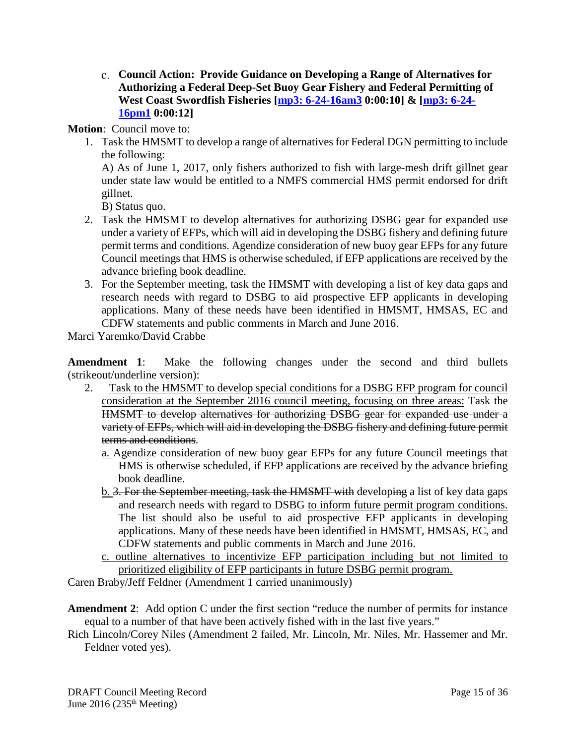c. **Council Action: Provide Guidance on Developing a Range of Alternatives for Authorizing a Federal Deep-Set Buoy Gear Fishery and Federal Permitting of West Coast Swordfish Fisheries [mp3: 6-24-16am3 0:00:10] & [mp3: 6-24-16pm1 0:00:12]**

**Motion**: Council move to:

1. Task the HMSMT to develop a range of alternatives for Federal DGN permitting to include the following:
   A) As of June 1, 2017, only fishers authorized to fish with large-mesh drift gillnet gear under state law would be entitled to a NMFS commercial HMS permit endorsed for drift gillnet.
   B) Status quo.
2. Task the HMSMT to develop alternatives for authorizing DSBG gear for expanded use under a variety of EFPs, which will aid in developing the DSBG fishery and defining future permit terms and conditions. Agendize consideration of new buoy gear EFPs for any future Council meetings that HMS is otherwise scheduled, if EFP applications are received by the advance briefing book deadline.
3. For the September meeting, task the HMSMT with developing a list of key data gaps and research needs with regard to DSBG to aid prospective EFP applicants in developing applications. Many of these needs have been identified in HMSMT, HMSAS, EC and CDFW statements and public comments in March and June 2016.

Marci Yaremko/David Crabbe

**Amendment 1**: Make the following changes under the second and third bullets (strikeout/underline version):

2. <u>Task to the HMSMT to develop special conditions for a DSBG EFP program for council consideration at the September 2016 council meeting, focusing on three areas:</u> ~~Task the HMSMT to develop alternatives for authorizing DSBG gear for expanded use under a variety of EFPs, which will aid in developing the DSBG fishery and defining future permit terms and conditions~~.
   <u>a.</u> Agendize consideration of new buoy gear EFPs for any future Council meetings that HMS is otherwise scheduled, if EFP applications are received by the advance briefing book deadline.
   <u>b.</u> ~~3. For the September meeting, task the HMSMT with~~ develop~~ing~~ a list of key data gaps and research needs with regard to DSBG <u>to inform future permit program conditions. The list should also be useful to</u> aid prospective EFP applicants in developing applications. Many of these needs have been identified in HMSMT, HMSAS, EC, and CDFW statements and public comments in March and June 2016.
   <u>c. outline alternatives to incentivize EFP participation including but not limited to prioritized eligibility of EFP participants in future DSBG permit program.</u>

Caren Braby/Jeff Feldner (Amendment 1 carried unanimously)

**Amendment 2**: Add option C under the first section "reduce the number of permits for instance equal to a number of that have been actively fished with in the last five years."

Rich Lincoln/Corey Niles (Amendment 2 failed, Mr. Lincoln, Mr. Niles, Mr. Hassemer and Mr. Feldner voted yes).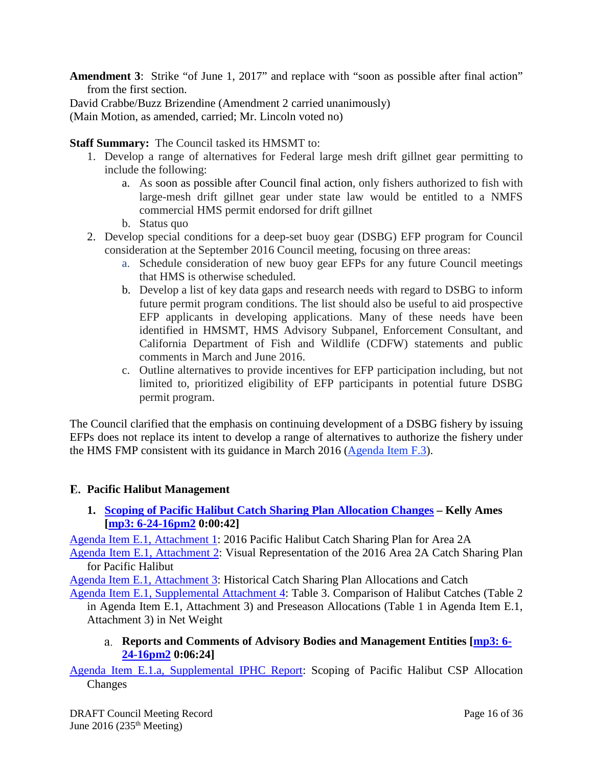**Amendment 3**: Strike "of June 1, 2017" and replace with "soon as possible after final action" from the first section.

David Crabbe/Buzz Brizendine (Amendment 2 carried unanimously)

(Main Motion, as amended, carried; Mr. Lincoln voted no)

**Staff Summary:** The Council tasked its HMSMT to:

1. Develop a range of alternatives for Federal large mesh drift gillnet gear permitting to include the following:
   a. As soon as possible after Council final action, only fishers authorized to fish with large-mesh drift gillnet gear under state law would be entitled to a NMFS commercial HMS permit endorsed for drift gillnet
   b. Status quo
2. Develop special conditions for a deep-set buoy gear (DSBG) EFP program for Council consideration at the September 2016 Council meeting, focusing on three areas:
   a. Schedule consideration of new buoy gear EFPs for any future Council meetings that HMS is otherwise scheduled.
   b. Develop a list of key data gaps and research needs with regard to DSBG to inform future permit program conditions. The list should also be useful to aid prospective EFP applicants in developing applications. Many of these needs have been identified in HMSMT, HMS Advisory Subpanel, Enforcement Consultant, and California Department of Fish and Wildlife (CDFW) statements and public comments in March and June 2016.
   c. Outline alternatives to provide incentives for EFP participation including, but not limited to, prioritized eligibility of EFP participants in potential future DSBG permit program.

The Council clarified that the emphasis on continuing development of a DSBG fishery by issuing EFPs does not replace its intent to develop a range of alternatives to authorize the fishery under the HMS FMP consistent with its guidance in March 2016 (Agenda Item F.3).

## E. Pacific Halibut Management

### 1. Scoping of Pacific Halibut Catch Sharing Plan Allocation Changes – Kelly Ames [mp3: 6-24-16pm2 0:00:42]

Agenda Item E.1, Attachment 1: 2016 Pacific Halibut Catch Sharing Plan for Area 2A

Agenda Item E.1, Attachment 2: Visual Representation of the 2016 Area 2A Catch Sharing Plan for Pacific Halibut

Agenda Item E.1, Attachment 3: Historical Catch Sharing Plan Allocations and Catch

Agenda Item E.1, Supplemental Attachment 4: Table 3. Comparison of Halibut Catches (Table 2 in Agenda Item E.1, Attachment 3) and Preseason Allocations (Table 1 in Agenda Item E.1, Attachment 3) in Net Weight

#### a. Reports and Comments of Advisory Bodies and Management Entities [mp3: 6-24-16pm2 0:06:24]

Agenda Item E.1.a, Supplemental IPHC Report: Scoping of Pacific Halibut CSP Allocation Changes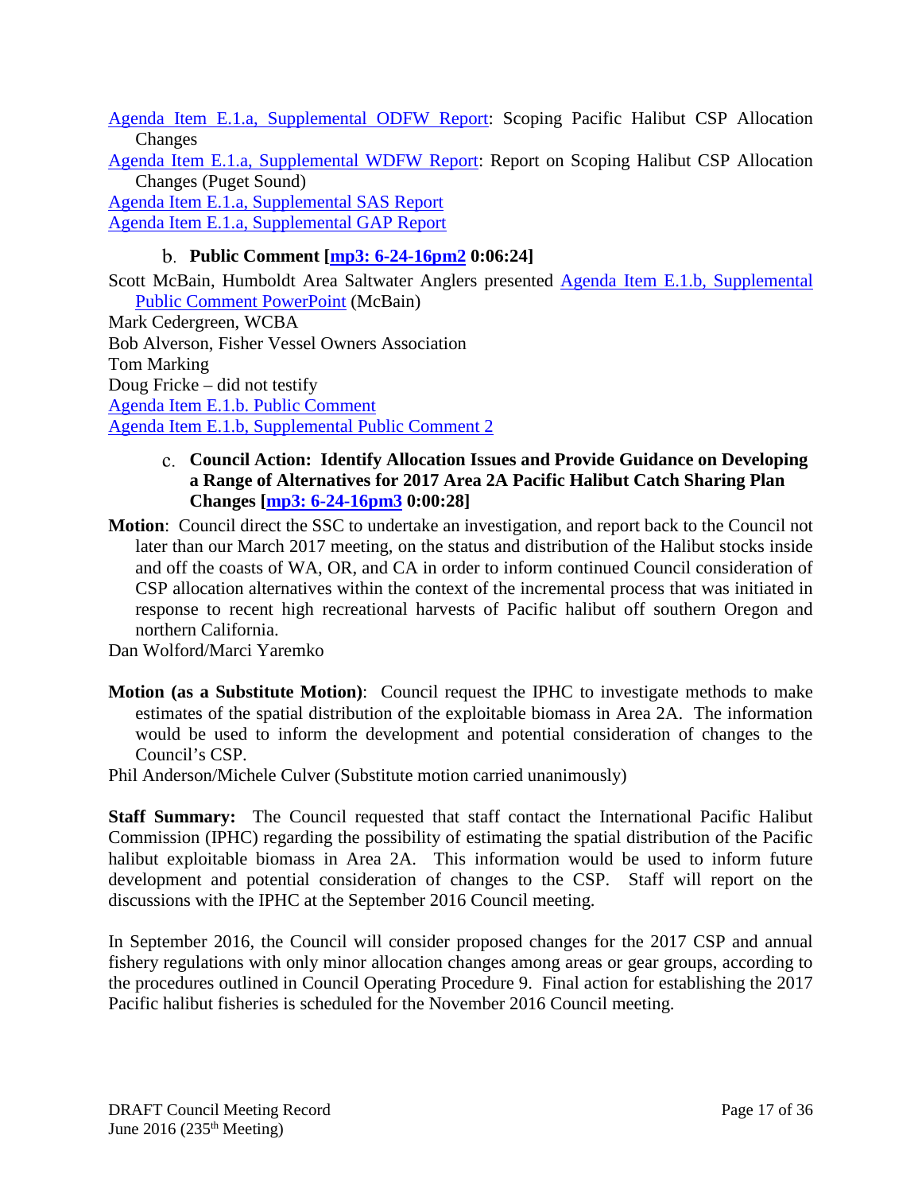Agenda Item E.1.a, Supplemental ODFW Report: Scoping Pacific Halibut CSP Allocation Changes

Agenda Item E.1.a, Supplemental WDFW Report: Report on Scoping Halibut CSP Allocation Changes (Puget Sound)

Agenda Item E.1.a, Supplemental SAS Report

Agenda Item E.1.a, Supplemental GAP Report

### b. Public Comment [mp3: 6-24-16pm2 0:06:24]

Scott McBain, Humboldt Area Saltwater Anglers presented Agenda Item E.1.b, Supplemental Public Comment PowerPoint (McBain)

Mark Cedergreen, WCBA

Bob Alverson, Fisher Vessel Owners Association

Tom Marking

Doug Fricke – did not testify

Agenda Item E.1.b. Public Comment

Agenda Item E.1.b, Supplemental Public Comment 2

### c. Council Action: Identify Allocation Issues and Provide Guidance on Developing a Range of Alternatives for 2017 Area 2A Pacific Halibut Catch Sharing Plan Changes [mp3: 6-24-16pm3 0:00:28]

**Motion**: Council direct the SSC to undertake an investigation, and report back to the Council not later than our March 2017 meeting, on the status and distribution of the Halibut stocks inside and off the coasts of WA, OR, and CA in order to inform continued Council consideration of CSP allocation alternatives within the context of the incremental process that was initiated in response to recent high recreational harvests of Pacific halibut off southern Oregon and northern California.

Dan Wolford/Marci Yaremko

**Motion (as a Substitute Motion)**: Council request the IPHC to investigate methods to make estimates of the spatial distribution of the exploitable biomass in Area 2A. The information would be used to inform the development and potential consideration of changes to the Council's CSP.

Phil Anderson/Michele Culver (Substitute motion carried unanimously)

**Staff Summary:** The Council requested that staff contact the International Pacific Halibut Commission (IPHC) regarding the possibility of estimating the spatial distribution of the Pacific halibut exploitable biomass in Area 2A. This information would be used to inform future development and potential consideration of changes to the CSP. Staff will report on the discussions with the IPHC at the September 2016 Council meeting.

In September 2016, the Council will consider proposed changes for the 2017 CSP and annual fishery regulations with only minor allocation changes among areas or gear groups, according to the procedures outlined in Council Operating Procedure 9. Final action for establishing the 2017 Pacific halibut fisheries is scheduled for the November 2016 Council meeting.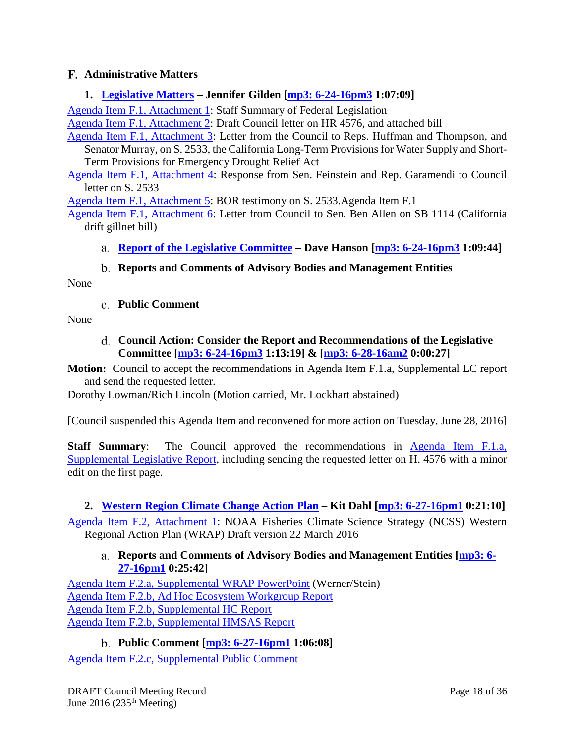## F. Administrative Matters

### 1. Legislative Matters – Jennifer Gilden [mp3: 6-24-16pm3 1:07:09]

Agenda Item F.1, Attachment 1: Staff Summary of Federal Legislation

Agenda Item F.1, Attachment 2: Draft Council letter on HR 4576, and attached bill

Agenda Item F.1, Attachment 3: Letter from the Council to Reps. Huffman and Thompson, and Senator Murray, on S. 2533, the California Long-Term Provisions for Water Supply and Short-Term Provisions for Emergency Drought Relief Act

Agenda Item F.1, Attachment 4: Response from Sen. Feinstein and Rep. Garamendi to Council letter on S. 2533

Agenda Item F.1, Attachment 5: BOR testimony on S. 2533.Agenda Item F.1

Agenda Item F.1, Attachment 6: Letter from Council to Sen. Ben Allen on SB 1114 (California drift gillnet bill)

#### a. Report of the Legislative Committee – Dave Hanson [mp3: 6-24-16pm3 1:09:44]

#### b. Reports and Comments of Advisory Bodies and Management Entities

None

#### c. Public Comment

None

#### d. Council Action: Consider the Report and Recommendations of the Legislative Committee [mp3: 6-24-16pm3 1:13:19] & [mp3: 6-28-16am2 0:00:27]

**Motion:** Council to accept the recommendations in Agenda Item F.1.a, Supplemental LC report and send the requested letter.

Dorothy Lowman/Rich Lincoln (Motion carried, Mr. Lockhart abstained)

[Council suspended this Agenda Item and reconvened for more action on Tuesday, June 28, 2016]

**Staff Summary**: The Council approved the recommendations in Agenda Item F.1.a, Supplemental Legislative Report, including sending the requested letter on H. 4576 with a minor edit on the first page.

### 2. Western Region Climate Change Action Plan – Kit Dahl [mp3: 6-27-16pm1 0:21:10]

Agenda Item F.2, Attachment 1: NOAA Fisheries Climate Science Strategy (NCSS) Western Regional Action Plan (WRAP) Draft version 22 March 2016

#### a. Reports and Comments of Advisory Bodies and Management Entities [mp3: 6-27-16pm1 0:25:42]

Agenda Item F.2.a, Supplemental WRAP PowerPoint (Werner/Stein)

Agenda Item F.2.b, Ad Hoc Ecosystem Workgroup Report

Agenda Item F.2.b, Supplemental HC Report

Agenda Item F.2.b, Supplemental HMSAS Report

#### b. Public Comment [mp3: 6-27-16pm1 1:06:08]

Agenda Item F.2.c, Supplemental Public Comment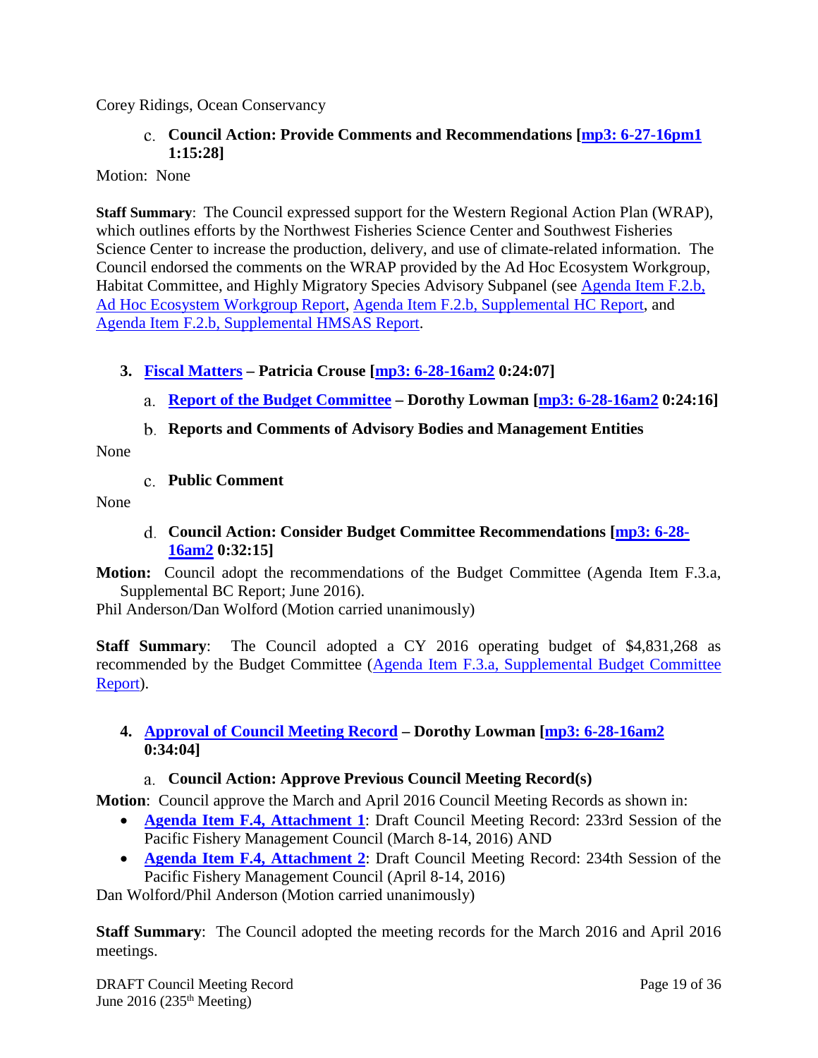Corey Ridings, Ocean Conservancy

c. **Council Action: Provide Comments and Recommendations [mp3: 6-27-16pm1 1:15:28]**

Motion: None

**Staff Summary**: The Council expressed support for the Western Regional Action Plan (WRAP), which outlines efforts by the Northwest Fisheries Science Center and Southwest Fisheries Science Center to increase the production, delivery, and use of climate-related information. The Council endorsed the comments on the WRAP provided by the Ad Hoc Ecosystem Workgroup, Habitat Committee, and Highly Migratory Species Advisory Subpanel (see Agenda Item F.2.b, Ad Hoc Ecosystem Workgroup Report, Agenda Item F.2.b, Supplemental HC Report, and Agenda Item F.2.b, Supplemental HMSAS Report.

**3. Fiscal Matters – Patricia Crouse [mp3: 6-28-16am2 0:24:07]**

a. **Report of the Budget Committee – Dorothy Lowman [mp3: 6-28-16am2 0:24:16]**

b. **Reports and Comments of Advisory Bodies and Management Entities**

None

c. **Public Comment**

None

d. **Council Action: Consider Budget Committee Recommendations [mp3: 6-28-16am2 0:32:15]**

**Motion:** Council adopt the recommendations of the Budget Committee (Agenda Item F.3.a, Supplemental BC Report; June 2016).

Phil Anderson/Dan Wolford (Motion carried unanimously)

**Staff Summary**: The Council adopted a CY 2016 operating budget of $4,831,268 as recommended by the Budget Committee (Agenda Item F.3.a, Supplemental Budget Committee Report).

**4. Approval of Council Meeting Record – Dorothy Lowman [mp3: 6-28-16am2 0:34:04]**

a. **Council Action: Approve Previous Council Meeting Record(s)**

**Motion**: Council approve the March and April 2016 Council Meeting Records as shown in:

- **Agenda Item F.4, Attachment 1**: Draft Council Meeting Record: 233rd Session of the Pacific Fishery Management Council (March 8-14, 2016) AND
- **Agenda Item F.4, Attachment 2**: Draft Council Meeting Record: 234th Session of the Pacific Fishery Management Council (April 8-14, 2016)

Dan Wolford/Phil Anderson (Motion carried unanimously)

**Staff Summary**: The Council adopted the meeting records for the March 2016 and April 2016 meetings.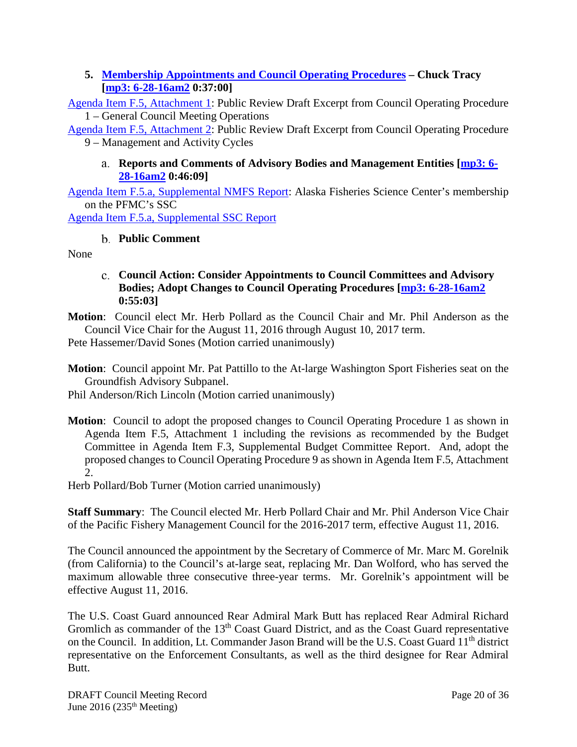### 5. Membership Appointments and Council Operating Procedures – Chuck Tracy [mp3: 6-28-16am2 0:37:00]

Agenda Item F.5, Attachment 1: Public Review Draft Excerpt from Council Operating Procedure 1 – General Council Meeting Operations

Agenda Item F.5, Attachment 2: Public Review Draft Excerpt from Council Operating Procedure 9 – Management and Activity Cycles

#### a. Reports and Comments of Advisory Bodies and Management Entities [mp3: 6-28-16am2 0:46:09]

Agenda Item F.5.a, Supplemental NMFS Report: Alaska Fisheries Science Center's membership on the PFMC's SSC

Agenda Item F.5.a, Supplemental SSC Report

#### b. Public Comment

None

#### c. Council Action: Consider Appointments to Council Committees and Advisory Bodies; Adopt Changes to Council Operating Procedures [mp3: 6-28-16am2 0:55:03]

**Motion**: Council elect Mr. Herb Pollard as the Council Chair and Mr. Phil Anderson as the Council Vice Chair for the August 11, 2016 through August 10, 2017 term.

Pete Hassemer/David Sones (Motion carried unanimously)

**Motion**: Council appoint Mr. Pat Pattillo to the At-large Washington Sport Fisheries seat on the Groundfish Advisory Subpanel.

Phil Anderson/Rich Lincoln (Motion carried unanimously)

**Motion**: Council to adopt the proposed changes to Council Operating Procedure 1 as shown in Agenda Item F.5, Attachment 1 including the revisions as recommended by the Budget Committee in Agenda Item F.3, Supplemental Budget Committee Report. And, adopt the proposed changes to Council Operating Procedure 9 as shown in Agenda Item F.5, Attachment 2.

Herb Pollard/Bob Turner (Motion carried unanimously)

**Staff Summary**: The Council elected Mr. Herb Pollard Chair and Mr. Phil Anderson Vice Chair of the Pacific Fishery Management Council for the 2016-2017 term, effective August 11, 2016.

The Council announced the appointment by the Secretary of Commerce of Mr. Marc M. Gorelnik (from California) to the Council's at-large seat, replacing Mr. Dan Wolford, who has served the maximum allowable three consecutive three-year terms. Mr. Gorelnik's appointment will be effective August 11, 2016.

The U.S. Coast Guard announced Rear Admiral Mark Butt has replaced Rear Admiral Richard Gromlich as commander of the 13th Coast Guard District, and as the Coast Guard representative on the Council. In addition, Lt. Commander Jason Brand will be the U.S. Coast Guard 11th district representative on the Enforcement Consultants, as well as the third designee for Rear Admiral Butt.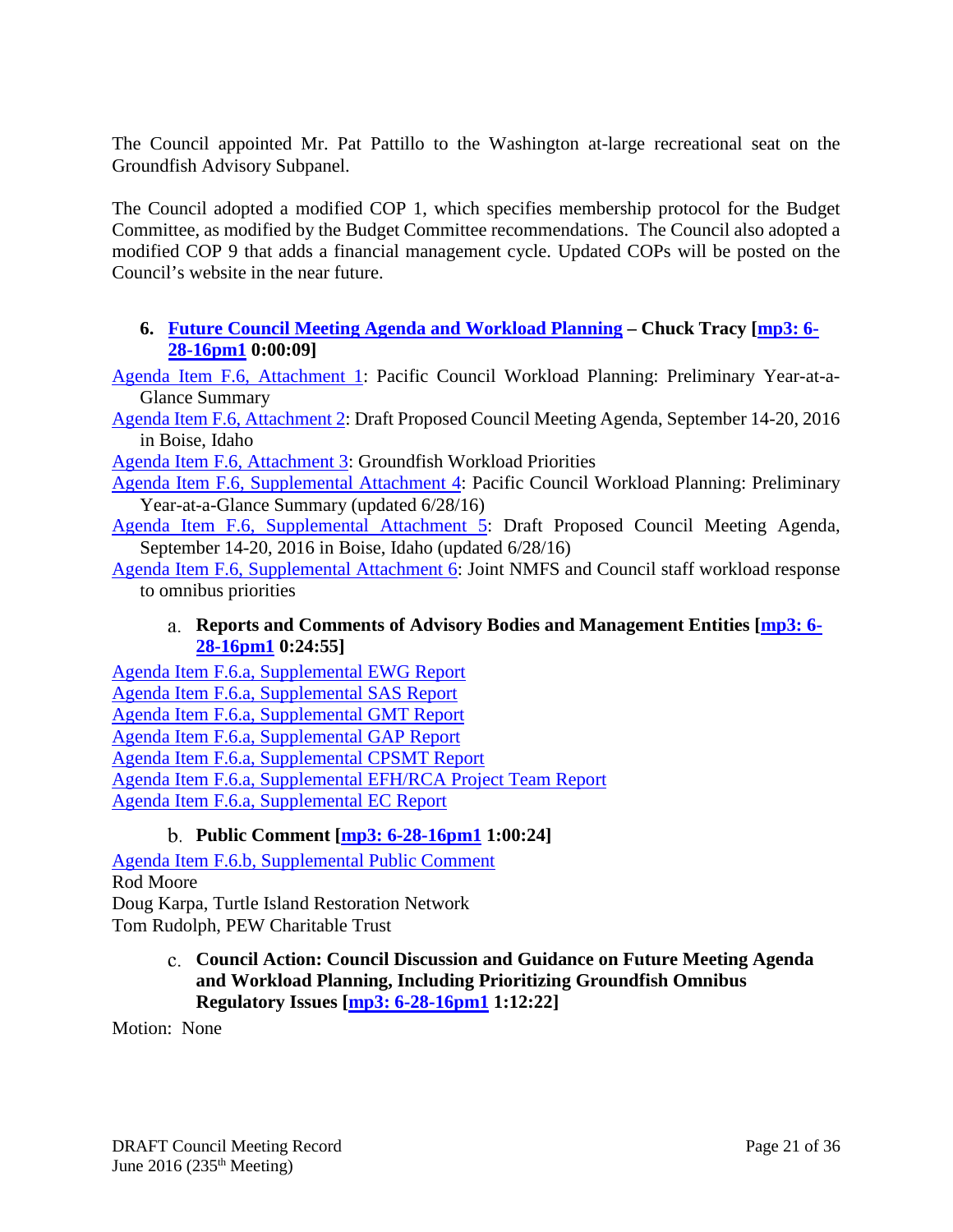The Council appointed Mr. Pat Pattillo to the Washington at-large recreational seat on the Groundfish Advisory Subpanel.

The Council adopted a modified COP 1, which specifies membership protocol for the Budget Committee, as modified by the Budget Committee recommendations. The Council also adopted a modified COP 9 that adds a financial management cycle. Updated COPs will be posted on the Council's website in the near future.

### 6. Future Council Meeting Agenda and Workload Planning – Chuck Tracy [mp3: 6-28-16pm1 0:00:09]

Agenda Item F.6, Attachment 1: Pacific Council Workload Planning: Preliminary Year-at-a-Glance Summary
Agenda Item F.6, Attachment 2: Draft Proposed Council Meeting Agenda, September 14-20, 2016 in Boise, Idaho
Agenda Item F.6, Attachment 3: Groundfish Workload Priorities
Agenda Item F.6, Supplemental Attachment 4: Pacific Council Workload Planning: Preliminary Year-at-a-Glance Summary (updated 6/28/16)
Agenda Item F.6, Supplemental Attachment 5: Draft Proposed Council Meeting Agenda, September 14-20, 2016 in Boise, Idaho (updated 6/28/16)
Agenda Item F.6, Supplemental Attachment 6: Joint NMFS and Council staff workload response to omnibus priorities

#### a. Reports and Comments of Advisory Bodies and Management Entities [mp3: 6-28-16pm1 0:24:55]

Agenda Item F.6.a, Supplemental EWG Report
Agenda Item F.6.a, Supplemental SAS Report
Agenda Item F.6.a, Supplemental GMT Report
Agenda Item F.6.a, Supplemental GAP Report
Agenda Item F.6.a, Supplemental CPSMT Report
Agenda Item F.6.a, Supplemental EFH/RCA Project Team Report
Agenda Item F.6.a, Supplemental EC Report

#### b. Public Comment [mp3: 6-28-16pm1 1:00:24]

Agenda Item F.6.b, Supplemental Public Comment
Rod Moore
Doug Karpa, Turtle Island Restoration Network
Tom Rudolph, PEW Charitable Trust

#### c. Council Action: Council Discussion and Guidance on Future Meeting Agenda and Workload Planning, Including Prioritizing Groundfish Omnibus Regulatory Issues [mp3: 6-28-16pm1 1:12:22]

Motion: None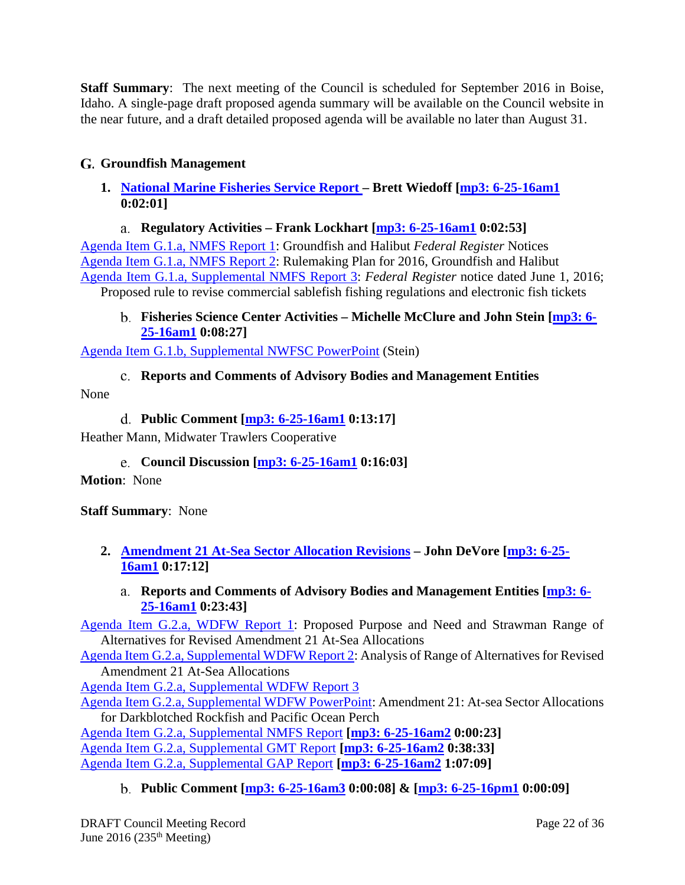**Staff Summary**: The next meeting of the Council is scheduled for September 2016 in Boise, Idaho. A single-page draft proposed agenda summary will be available on the Council website in the near future, and a draft detailed proposed agenda will be available no later than August 31.

## G. Groundfish Management

### 1. National Marine Fisheries Service Report – Brett Wiedoff [mp3: 6-25-16am1 0:02:01]

#### a. Regulatory Activities – Frank Lockhart [mp3: 6-25-16am1 0:02:53]

Agenda Item G.1.a, NMFS Report 1: Groundfish and Halibut *Federal Register* Notices
Agenda Item G.1.a, NMFS Report 2: Rulemaking Plan for 2016, Groundfish and Halibut
Agenda Item G.1.a, Supplemental NMFS Report 3: *Federal Register* notice dated June 1, 2016; Proposed rule to revise commercial sablefish fishing regulations and electronic fish tickets

#### b. Fisheries Science Center Activities – Michelle McClure and John Stein [mp3: 6-25-16am1 0:08:27]

Agenda Item G.1.b, Supplemental NWFSC PowerPoint (Stein)

#### c. Reports and Comments of Advisory Bodies and Management Entities

None

#### d. Public Comment [mp3: 6-25-16am1 0:13:17]

Heather Mann, Midwater Trawlers Cooperative

#### e. Council Discussion [mp3: 6-25-16am1 0:16:03]

**Motion**: None

**Staff Summary**: None

### 2. Amendment 21 At-Sea Sector Allocation Revisions – John DeVore [mp3: 6-25-16am1 0:17:12]

#### a. Reports and Comments of Advisory Bodies and Management Entities [mp3: 6-25-16am1 0:23:43]

Agenda Item G.2.a, WDFW Report 1: Proposed Purpose and Need and Strawman Range of Alternatives for Revised Amendment 21 At-Sea Allocations
Agenda Item G.2.a, Supplemental WDFW Report 2: Analysis of Range of Alternatives for Revised Amendment 21 At-Sea Allocations
Agenda Item G.2.a, Supplemental WDFW Report 3
Agenda Item G.2.a, Supplemental WDFW PowerPoint: Amendment 21: At-sea Sector Allocations for Darkblotched Rockfish and Pacific Ocean Perch
Agenda Item G.2.a, Supplemental NMFS Report **[mp3: 6-25-16am2 0:00:23]**
Agenda Item G.2.a, Supplemental GMT Report **[mp3: 6-25-16am2 0:38:33]**
Agenda Item G.2.a, Supplemental GAP Report **[mp3: 6-25-16am2 1:07:09]**

#### b. Public Comment [mp3: 6-25-16am3 0:00:08] & [mp3: 6-25-16pm1 0:00:09]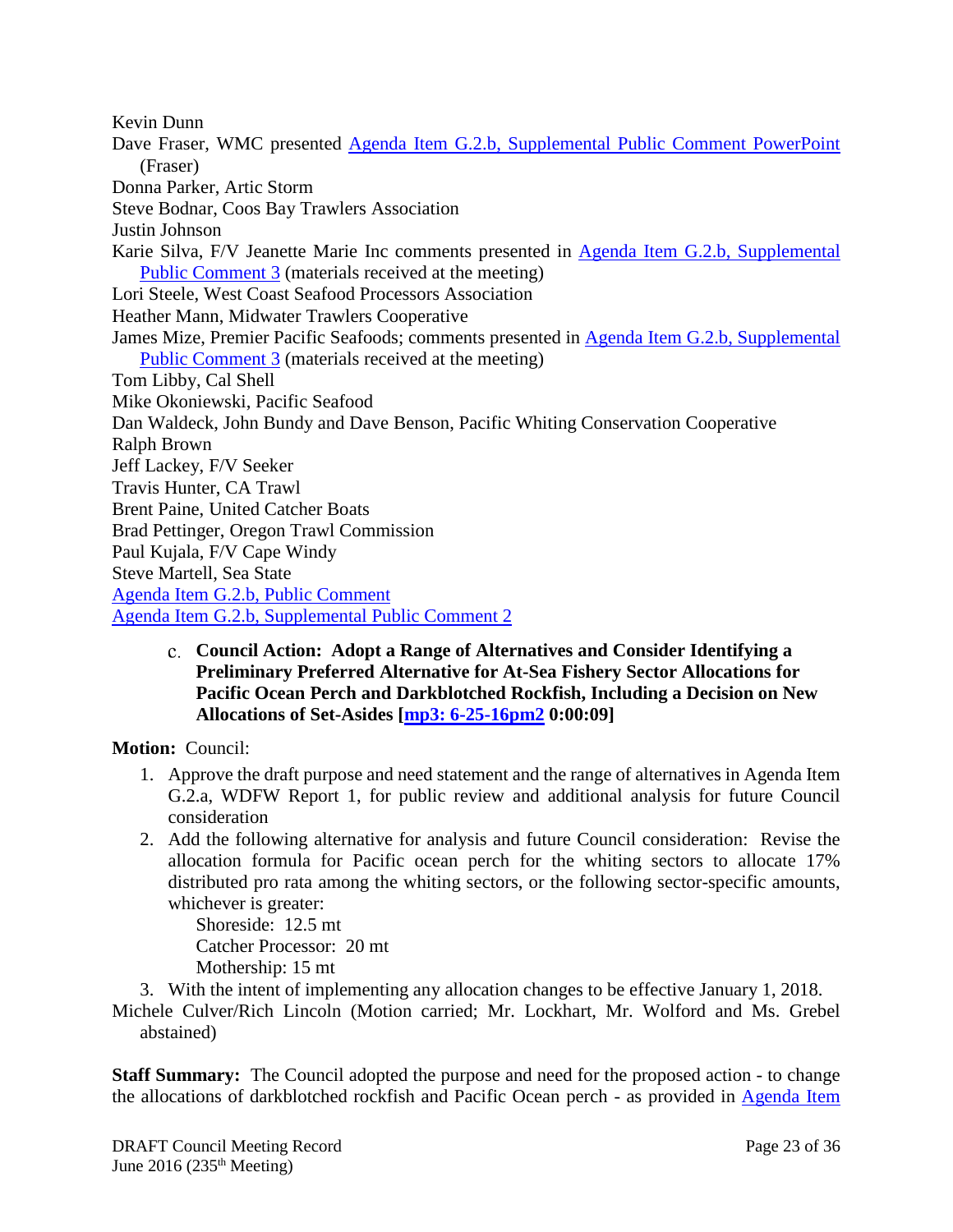Kevin Dunn

Dave Fraser, WMC presented Agenda Item G.2.b, Supplemental Public Comment PowerPoint (Fraser)

Donna Parker, Artic Storm

Steve Bodnar, Coos Bay Trawlers Association

Justin Johnson

Karie Silva, F/V Jeanette Marie Inc comments presented in Agenda Item G.2.b, Supplemental Public Comment 3 (materials received at the meeting)

Lori Steele, West Coast Seafood Processors Association

Heather Mann, Midwater Trawlers Cooperative

James Mize, Premier Pacific Seafoods; comments presented in Agenda Item G.2.b, Supplemental Public Comment 3 (materials received at the meeting)

Tom Libby, Cal Shell

Mike Okoniewski, Pacific Seafood

Dan Waldeck, John Bundy and Dave Benson, Pacific Whiting Conservation Cooperative

Ralph Brown

Jeff Lackey, F/V Seeker

Travis Hunter, CA Trawl

Brent Paine, United Catcher Boats

Brad Pettinger, Oregon Trawl Commission

Paul Kujala, F/V Cape Windy

Steve Martell, Sea State

Agenda Item G.2.b, Public Comment

Agenda Item G.2.b, Supplemental Public Comment 2

c. **Council Action: Adopt a Range of Alternatives and Consider Identifying a Preliminary Preferred Alternative for At-Sea Fishery Sector Allocations for Pacific Ocean Perch and Darkblotched Rockfish, Including a Decision on New Allocations of Set-Asides [mp3: 6-25-16pm2 0:00:09]**

**Motion:** Council:

1. Approve the draft purpose and need statement and the range of alternatives in Agenda Item G.2.a, WDFW Report 1, for public review and additional analysis for future Council consideration
2. Add the following alternative for analysis and future Council consideration: Revise the allocation formula for Pacific ocean perch for the whiting sectors to allocate 17% distributed pro rata among the whiting sectors, or the following sector-specific amounts, whichever is greater:
   
   Shoreside: 12.5 mt
   
   Catcher Processor: 20 mt
   
   Mothership: 15 mt
3. With the intent of implementing any allocation changes to be effective January 1, 2018.

Michele Culver/Rich Lincoln (Motion carried; Mr. Lockhart, Mr. Wolford and Ms. Grebel abstained)

**Staff Summary:** The Council adopted the purpose and need for the proposed action - to change the allocations of darkblotched rockfish and Pacific Ocean perch - as provided in Agenda Item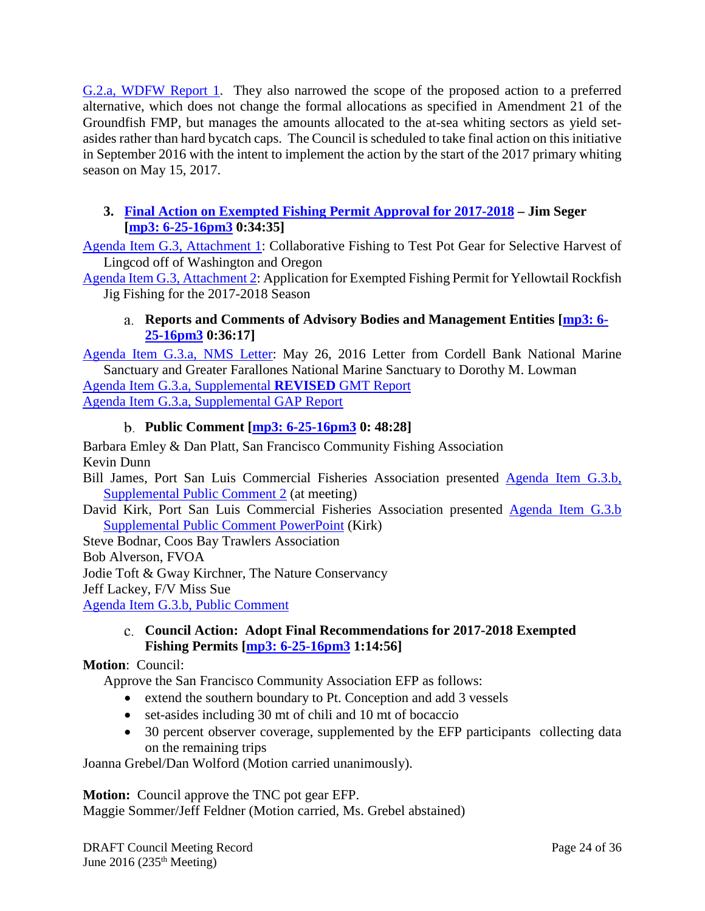G.2.a, WDFW Report 1. They also narrowed the scope of the proposed action to a preferred alternative, which does not change the formal allocations as specified in Amendment 21 of the Groundfish FMP, but manages the amounts allocated to the at-sea whiting sectors as yield set-asides rather than hard bycatch caps. The Council is scheduled to take final action on this initiative in September 2016 with the intent to implement the action by the start of the 2017 primary whiting season on May 15, 2017.

### 3. Final Action on Exempted Fishing Permit Approval for 2017-2018 – Jim Seger [mp3: 6-25-16pm3 0:34:35]

Agenda Item G.3, Attachment 1: Collaborative Fishing to Test Pot Gear for Selective Harvest of Lingcod off of Washington and Oregon

Agenda Item G.3, Attachment 2: Application for Exempted Fishing Permit for Yellowtail Rockfish Jig Fishing for the 2017-2018 Season

#### a. Reports and Comments of Advisory Bodies and Management Entities [mp3: 6-25-16pm3 0:36:17]

Agenda Item G.3.a, NMS Letter: May 26, 2016 Letter from Cordell Bank National Marine Sanctuary and Greater Farallones National Marine Sanctuary to Dorothy M. Lowman

Agenda Item G.3.a, Supplemental **REVISED** GMT Report

Agenda Item G.3.a, Supplemental GAP Report

#### b. Public Comment [mp3: 6-25-16pm3 0: 48:28]

Barbara Emley & Dan Platt, San Francisco Community Fishing Association

Kevin Dunn

Bill James, Port San Luis Commercial Fisheries Association presented Agenda Item G.3.b, Supplemental Public Comment 2 (at meeting)

David Kirk, Port San Luis Commercial Fisheries Association presented Agenda Item G.3.b Supplemental Public Comment PowerPoint (Kirk)

Steve Bodnar, Coos Bay Trawlers Association

Bob Alverson, FVOA

Jodie Toft & Gway Kirchner, The Nature Conservancy

Jeff Lackey, F/V Miss Sue

Agenda Item G.3.b, Public Comment

#### c. Council Action: Adopt Final Recommendations for 2017-2018 Exempted Fishing Permits [mp3: 6-25-16pm3 1:14:56]

**Motion**: Council:

Approve the San Francisco Community Association EFP as follows:

- extend the southern boundary to Pt. Conception and add 3 vessels
- set-asides including 30 mt of chili and 10 mt of bocaccio
- 30 percent observer coverage, supplemented by the EFP participants collecting data on the remaining trips

Joanna Grebel/Dan Wolford (Motion carried unanimously).

**Motion:** Council approve the TNC pot gear EFP.
Maggie Sommer/Jeff Feldner (Motion carried, Ms. Grebel abstained)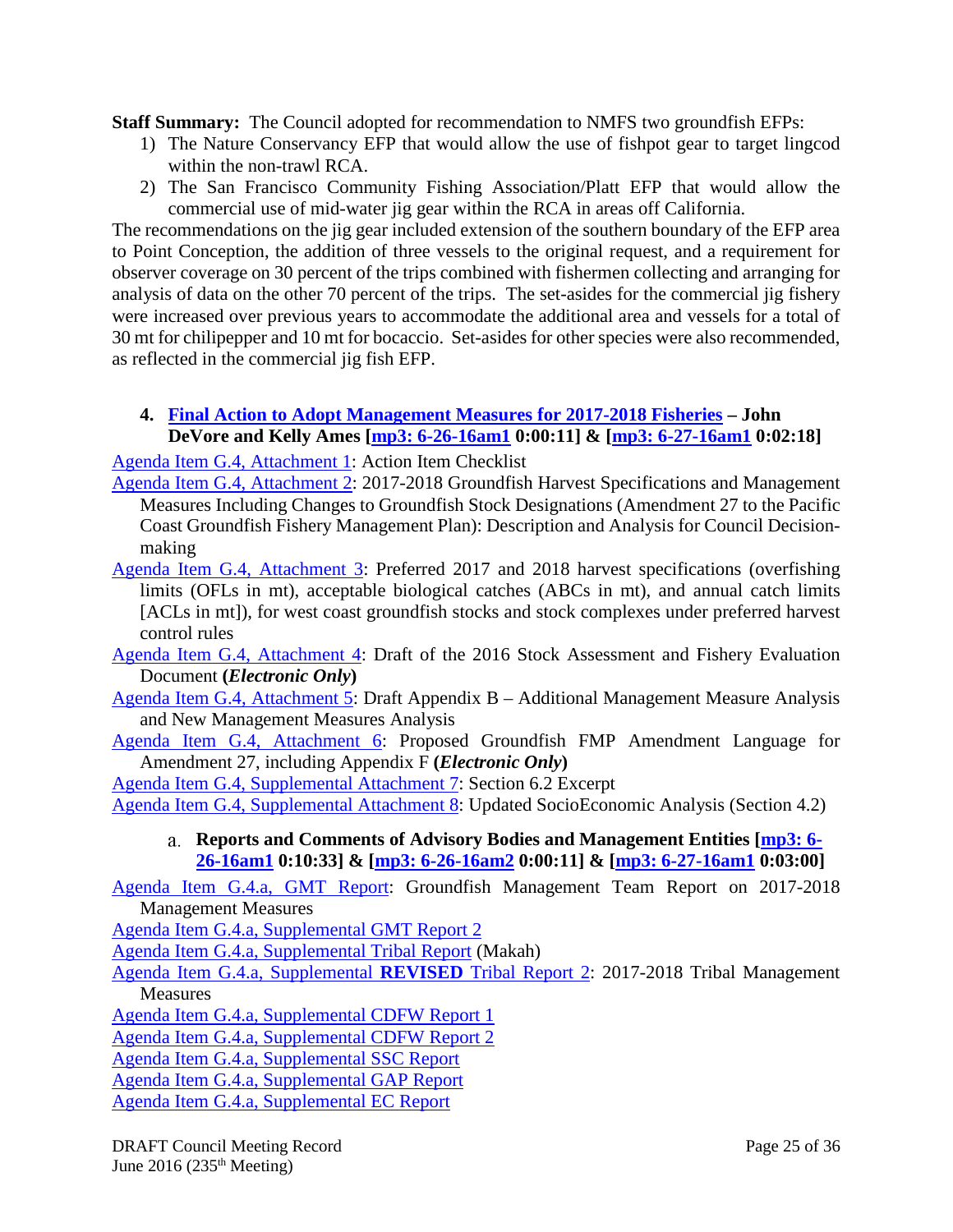**Staff Summary:** The Council adopted for recommendation to NMFS two groundfish EFPs:

1) The Nature Conservancy EFP that would allow the use of fishpot gear to target lingcod within the non-trawl RCA.
2) The San Francisco Community Fishing Association/Platt EFP that would allow the commercial use of mid-water jig gear within the RCA in areas off California.

The recommendations on the jig gear included extension of the southern boundary of the EFP area to Point Conception, the addition of three vessels to the original request, and a requirement for observer coverage on 30 percent of the trips combined with fishermen collecting and arranging for analysis of data on the other 70 percent of the trips. The set-asides for the commercial jig fishery were increased over previous years to accommodate the additional area and vessels for a total of 30 mt for chilipepper and 10 mt for bocaccio. Set-asides for other species were also recommended, as reflected in the commercial jig fish EFP.

#### 4. Final Action to Adopt Management Measures for 2017-2018 Fisheries – John DeVore and Kelly Ames [mp3: 6-26-16am1 0:00:11] & [mp3: 6-27-16am1 0:02:18]

Agenda Item G.4, Attachment 1: Action Item Checklist

Agenda Item G.4, Attachment 2: 2017-2018 Groundfish Harvest Specifications and Management Measures Including Changes to Groundfish Stock Designations (Amendment 27 to the Pacific Coast Groundfish Fishery Management Plan): Description and Analysis for Council Decision-making

Agenda Item G.4, Attachment 3: Preferred 2017 and 2018 harvest specifications (overfishing limits (OFLs in mt), acceptable biological catches (ABCs in mt), and annual catch limits [ACLs in mt]), for west coast groundfish stocks and stock complexes under preferred harvest control rules

Agenda Item G.4, Attachment 4: Draft of the 2016 Stock Assessment and Fishery Evaluation Document **(*Electronic Only*)**

Agenda Item G.4, Attachment 5: Draft Appendix B – Additional Management Measure Analysis and New Management Measures Analysis

Agenda Item G.4, Attachment 6: Proposed Groundfish FMP Amendment Language for Amendment 27, including Appendix F **(*Electronic Only*)**

Agenda Item G.4, Supplemental Attachment 7: Section 6.2 Excerpt

Agenda Item G.4, Supplemental Attachment 8: Updated SocioEconomic Analysis (Section 4.2)

##### a. Reports and Comments of Advisory Bodies and Management Entities [mp3: 6-26-16am1 0:10:33] & [mp3: 6-26-16am2 0:00:11] & [mp3: 6-27-16am1 0:03:00]

Agenda Item G.4.a, GMT Report: Groundfish Management Team Report on 2017-2018 Management Measures

Agenda Item G.4.a, Supplemental GMT Report 2

Agenda Item G.4.a, Supplemental Tribal Report (Makah)

Agenda Item G.4.a, Supplemental **REVISED** Tribal Report 2: 2017-2018 Tribal Management Measures

Agenda Item G.4.a, Supplemental CDFW Report 1

Agenda Item G.4.a, Supplemental CDFW Report 2

Agenda Item G.4.a, Supplemental SSC Report

Agenda Item G.4.a, Supplemental GAP Report

Agenda Item G.4.a, Supplemental EC Report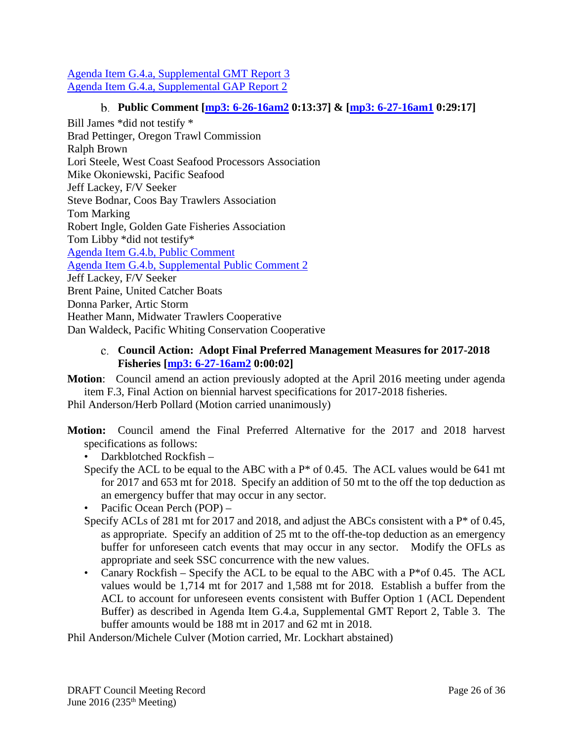Agenda Item G.4.a, Supplemental GMT Report 3
Agenda Item G.4.a, Supplemental GAP Report 2

### b. Public Comment [mp3: 6-26-16am2 0:13:37] & [mp3: 6-27-16am1 0:29:17]

Bill James *did not testify *
Brad Pettinger, Oregon Trawl Commission
Ralph Brown
Lori Steele, West Coast Seafood Processors Association
Mike Okoniewski, Pacific Seafood
Jeff Lackey, F/V Seeker
Steve Bodnar, Coos Bay Trawlers Association
Tom Marking
Robert Ingle, Golden Gate Fisheries Association
Tom Libby *did not testify*
Agenda Item G.4.b, Public Comment
Agenda Item G.4.b, Supplemental Public Comment 2
Jeff Lackey, F/V Seeker
Brent Paine, United Catcher Boats
Donna Parker, Artic Storm
Heather Mann, Midwater Trawlers Cooperative
Dan Waldeck, Pacific Whiting Conservation Cooperative

### c. Council Action: Adopt Final Preferred Management Measures for 2017-2018 Fisheries [mp3: 6-27-16am2 0:00:02]

**Motion**: Council amend an action previously adopted at the April 2016 meeting under agenda item F.3, Final Action on biennial harvest specifications for 2017-2018 fisheries.
Phil Anderson/Herb Pollard (Motion carried unanimously)

**Motion:** Council amend the Final Preferred Alternative for the 2017 and 2018 harvest specifications as follows:

- Darkblotched Rockfish –

  Specify the ACL to be equal to the ABC with a P* of 0.45. The ACL values would be 641 mt for 2017 and 653 mt for 2018. Specify an addition of 50 mt to the off the top deduction as an emergency buffer that may occur in any sector.

- Pacific Ocean Perch (POP) –

  Specify ACLs of 281 mt for 2017 and 2018, and adjust the ABCs consistent with a P* of 0.45, as appropriate. Specify an addition of 25 mt to the off-the-top deduction as an emergency buffer for unforeseen catch events that may occur in any sector. Modify the OFLs as appropriate and seek SSC concurrence with the new values.

- Canary Rockfish – Specify the ACL to be equal to the ABC with a P*of 0.45. The ACL values would be 1,714 mt for 2017 and 1,588 mt for 2018. Establish a buffer from the ACL to account for unforeseen events consistent with Buffer Option 1 (ACL Dependent Buffer) as described in Agenda Item G.4.a, Supplemental GMT Report 2, Table 3. The buffer amounts would be 188 mt in 2017 and 62 mt in 2018.

Phil Anderson/Michele Culver (Motion carried, Mr. Lockhart abstained)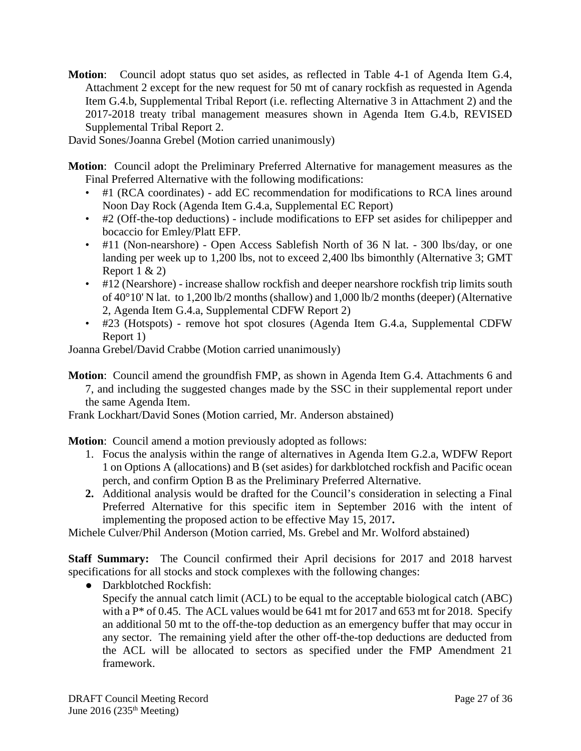**Motion**: Council adopt status quo set asides, as reflected in Table 4-1 of Agenda Item G.4, Attachment 2 except for the new request for 50 mt of canary rockfish as requested in Agenda Item G.4.b, Supplemental Tribal Report (i.e. reflecting Alternative 3 in Attachment 2) and the 2017-2018 treaty tribal management measures shown in Agenda Item G.4.b, REVISED Supplemental Tribal Report 2.

David Sones/Joanna Grebel (Motion carried unanimously)

**Motion**: Council adopt the Preliminary Preferred Alternative for management measures as the Final Preferred Alternative with the following modifications:

- #1 (RCA coordinates) - add EC recommendation for modifications to RCA lines around Noon Day Rock (Agenda Item G.4.a, Supplemental EC Report)
- #2 (Off-the-top deductions) - include modifications to EFP set asides for chilipepper and bocaccio for Emley/Platt EFP.
- #11 (Non-nearshore) - Open Access Sablefish North of 36 N lat. - 300 lbs/day, or one landing per week up to 1,200 lbs, not to exceed 2,400 lbs bimonthly (Alternative 3; GMT Report 1 & 2)
- #12 (Nearshore) - increase shallow rockfish and deeper nearshore rockfish trip limits south of 40°10' N lat. to 1,200 lb/2 months (shallow) and 1,000 lb/2 months (deeper) (Alternative 2, Agenda Item G.4.a, Supplemental CDFW Report 2)
- #23 (Hotspots) - remove hot spot closures (Agenda Item G.4.a, Supplemental CDFW Report 1)

Joanna Grebel/David Crabbe (Motion carried unanimously)

**Motion**: Council amend the groundfish FMP, as shown in Agenda Item G.4. Attachments 6 and 7, and including the suggested changes made by the SSC in their supplemental report under the same Agenda Item.

Frank Lockhart/David Sones (Motion carried, Mr. Anderson abstained)

**Motion**: Council amend a motion previously adopted as follows:

1. Focus the analysis within the range of alternatives in Agenda Item G.2.a, WDFW Report 1 on Options A (allocations) and B (set asides) for darkblotched rockfish and Pacific ocean perch, and confirm Option B as the Preliminary Preferred Alternative.
2. Additional analysis would be drafted for the Council's consideration in selecting a Final Preferred Alternative for this specific item in September 2016 with the intent of implementing the proposed action to be effective May 15, 2017**.**

Michele Culver/Phil Anderson (Motion carried, Ms. Grebel and Mr. Wolford abstained)

**Staff Summary:** The Council confirmed their April decisions for 2017 and 2018 harvest specifications for all stocks and stock complexes with the following changes:

- Darkblotched Rockfish:
  Specify the annual catch limit (ACL) to be equal to the acceptable biological catch (ABC) with a P* of 0.45. The ACL values would be 641 mt for 2017 and 653 mt for 2018. Specify an additional 50 mt to the off-the-top deduction as an emergency buffer that may occur in any sector. The remaining yield after the other off-the-top deductions are deducted from the ACL will be allocated to sectors as specified under the FMP Amendment 21 framework.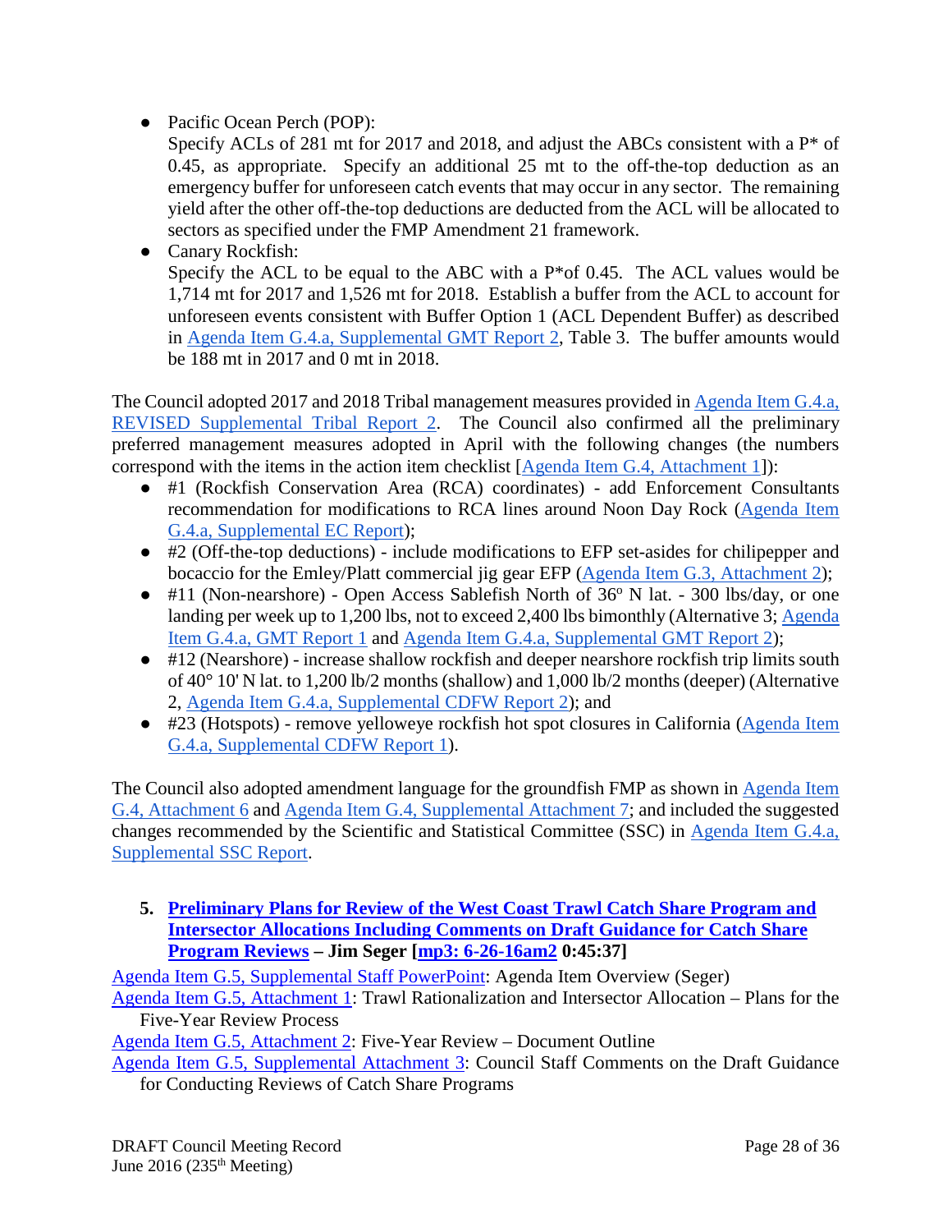- Pacific Ocean Perch (POP):
  Specify ACLs of 281 mt for 2017 and 2018, and adjust the ABCs consistent with a P* of 0.45, as appropriate. Specify an additional 25 mt to the off-the-top deduction as an emergency buffer for unforeseen catch events that may occur in any sector. The remaining yield after the other off-the-top deductions are deducted from the ACL will be allocated to sectors as specified under the FMP Amendment 21 framework.
- Canary Rockfish:
  Specify the ACL to be equal to the ABC with a P*of 0.45. The ACL values would be 1,714 mt for 2017 and 1,526 mt for 2018. Establish a buffer from the ACL to account for unforeseen events consistent with Buffer Option 1 (ACL Dependent Buffer) as described in Agenda Item G.4.a, Supplemental GMT Report 2, Table 3. The buffer amounts would be 188 mt in 2017 and 0 mt in 2018.

The Council adopted 2017 and 2018 Tribal management measures provided in Agenda Item G.4.a, REVISED Supplemental Tribal Report 2. The Council also confirmed all the preliminary preferred management measures adopted in April with the following changes (the numbers correspond with the items in the action item checklist [Agenda Item G.4, Attachment 1]):

- #1 (Rockfish Conservation Area (RCA) coordinates) - add Enforcement Consultants recommendation for modifications to RCA lines around Noon Day Rock (Agenda Item G.4.a, Supplemental EC Report);
- #2 (Off-the-top deductions) - include modifications to EFP set-asides for chilipepper and bocaccio for the Emley/Platt commercial jig gear EFP (Agenda Item G.3, Attachment 2);
- #11 (Non-nearshore) - Open Access Sablefish North of 36º N lat. - 300 lbs/day, or one landing per week up to 1,200 lbs, not to exceed 2,400 lbs bimonthly (Alternative 3; Agenda Item G.4.a, GMT Report 1 and Agenda Item G.4.a, Supplemental GMT Report 2);
- #12 (Nearshore) - increase shallow rockfish and deeper nearshore rockfish trip limits south of 40° 10' N lat. to 1,200 lb/2 months (shallow) and 1,000 lb/2 months (deeper) (Alternative 2, Agenda Item G.4.a, Supplemental CDFW Report 2); and
- #23 (Hotspots) - remove yelloweye rockfish hot spot closures in California (Agenda Item G.4.a, Supplemental CDFW Report 1).

The Council also adopted amendment language for the groundfish FMP as shown in Agenda Item G.4, Attachment 6 and Agenda Item G.4, Supplemental Attachment 7; and included the suggested changes recommended by the Scientific and Statistical Committee (SSC) in Agenda Item G.4.a, Supplemental SSC Report.

### 5. Preliminary Plans for Review of the West Coast Trawl Catch Share Program and Intersector Allocations Including Comments on Draft Guidance for Catch Share Program Reviews – Jim Seger [mp3: 6-26-16am2 0:45:37]

Agenda Item G.5, Supplemental Staff PowerPoint: Agenda Item Overview (Seger)
Agenda Item G.5, Attachment 1: Trawl Rationalization and Intersector Allocation – Plans for the Five-Year Review Process
Agenda Item G.5, Attachment 2: Five-Year Review – Document Outline
Agenda Item G.5, Supplemental Attachment 3: Council Staff Comments on the Draft Guidance for Conducting Reviews of Catch Share Programs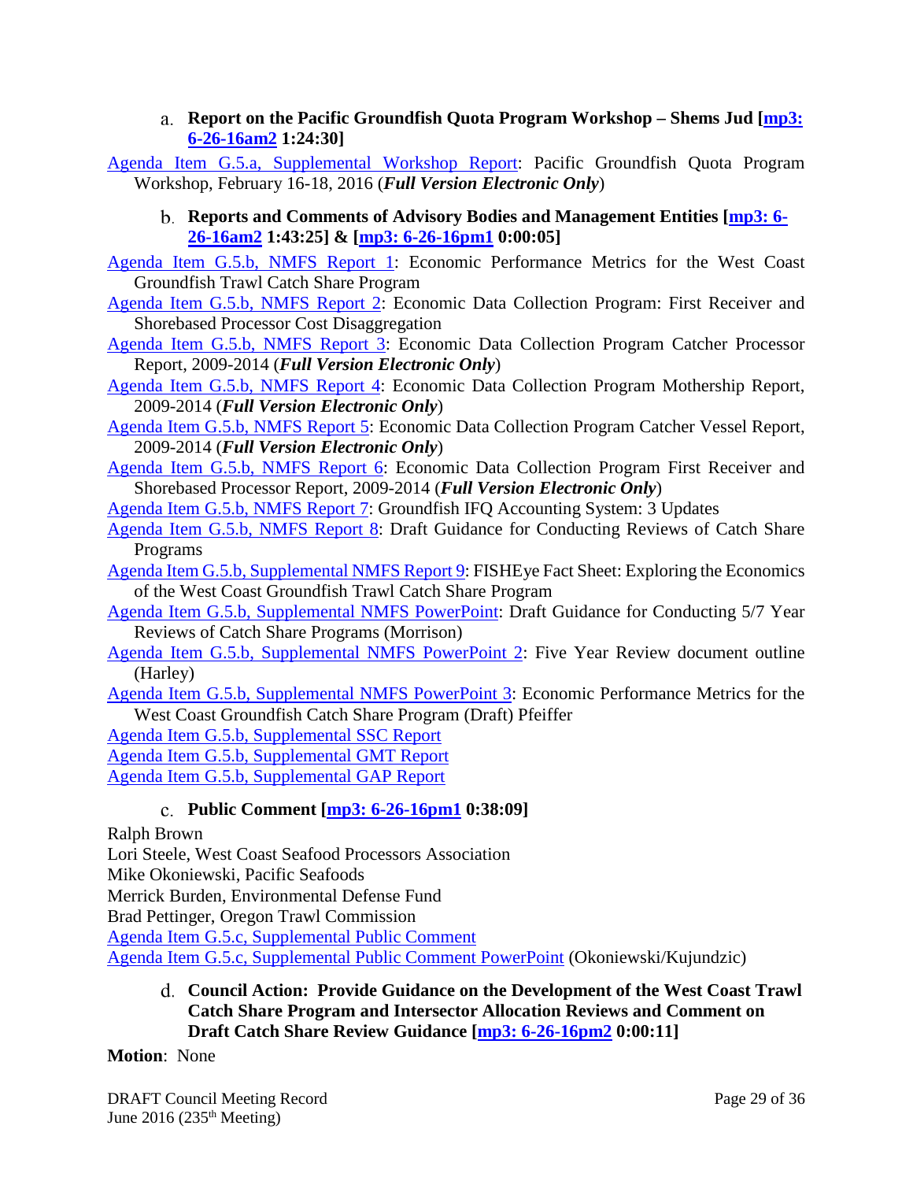a. **Report on the Pacific Groundfish Quota Program Workshop – Shems Jud [mp3: 6-26-16am2 1:24:30]**

Agenda Item G.5.a, Supplemental Workshop Report: Pacific Groundfish Quota Program Workshop, February 16-18, 2016 (***Full Version Electronic Only***)

b. **Reports and Comments of Advisory Bodies and Management Entities [mp3: 6-26-16am2 1:43:25] & [mp3: 6-26-16pm1 0:00:05]**

Agenda Item G.5.b, NMFS Report 1: Economic Performance Metrics for the West Coast Groundfish Trawl Catch Share Program

Agenda Item G.5.b, NMFS Report 2: Economic Data Collection Program: First Receiver and Shorebased Processor Cost Disaggregation

Agenda Item G.5.b, NMFS Report 3: Economic Data Collection Program Catcher Processor Report, 2009-2014 (***Full Version Electronic Only***)

Agenda Item G.5.b, NMFS Report 4: Economic Data Collection Program Mothership Report, 2009-2014 (***Full Version Electronic Only***)

Agenda Item G.5.b, NMFS Report 5: Economic Data Collection Program Catcher Vessel Report, 2009-2014 (***Full Version Electronic Only***)

Agenda Item G.5.b, NMFS Report 6: Economic Data Collection Program First Receiver and Shorebased Processor Report, 2009-2014 (***Full Version Electronic Only***)

Agenda Item G.5.b, NMFS Report 7: Groundfish IFQ Accounting System: 3 Updates

Agenda Item G.5.b, NMFS Report 8: Draft Guidance for Conducting Reviews of Catch Share Programs

Agenda Item G.5.b, Supplemental NMFS Report 9: FISHEye Fact Sheet: Exploring the Economics of the West Coast Groundfish Trawl Catch Share Program

Agenda Item G.5.b, Supplemental NMFS PowerPoint: Draft Guidance for Conducting 5/7 Year Reviews of Catch Share Programs (Morrison)

Agenda Item G.5.b, Supplemental NMFS PowerPoint 2: Five Year Review document outline (Harley)

Agenda Item G.5.b, Supplemental NMFS PowerPoint 3: Economic Performance Metrics for the West Coast Groundfish Catch Share Program (Draft) Pfeiffer

Agenda Item G.5.b, Supplemental SSC Report

Agenda Item G.5.b, Supplemental GMT Report

Agenda Item G.5.b, Supplemental GAP Report

c. **Public Comment [mp3: 6-26-16pm1 0:38:09]**

Ralph Brown

Lori Steele, West Coast Seafood Processors Association

Mike Okoniewski, Pacific Seafoods

Merrick Burden, Environmental Defense Fund

Brad Pettinger, Oregon Trawl Commission

Agenda Item G.5.c, Supplemental Public Comment

Agenda Item G.5.c, Supplemental Public Comment PowerPoint (Okoniewski/Kujundzic)

d. **Council Action: Provide Guidance on the Development of the West Coast Trawl Catch Share Program and Intersector Allocation Reviews and Comment on Draft Catch Share Review Guidance [mp3: 6-26-16pm2 0:00:11]**

**Motion**: None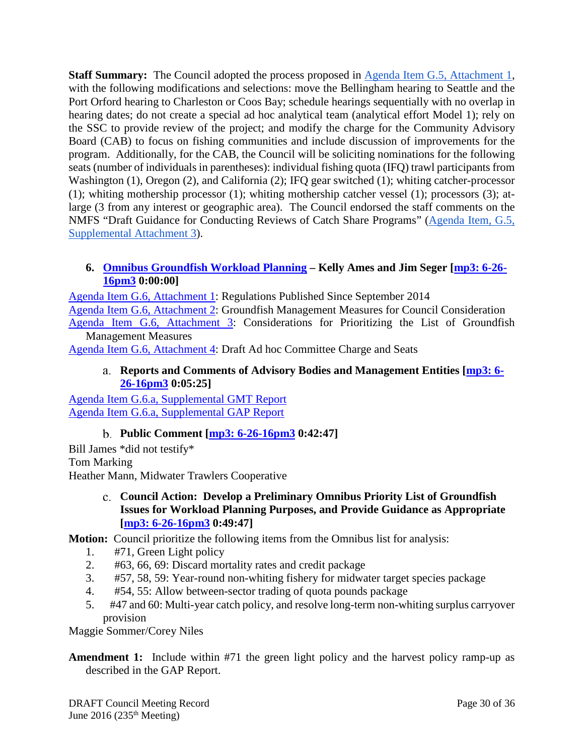**Staff Summary:** The Council adopted the process proposed in Agenda Item G.5, Attachment 1, with the following modifications and selections: move the Bellingham hearing to Seattle and the Port Orford hearing to Charleston or Coos Bay; schedule hearings sequentially with no overlap in hearing dates; do not create a special ad hoc analytical team (analytical effort Model 1); rely on the SSC to provide review of the project; and modify the charge for the Community Advisory Board (CAB) to focus on fishing communities and include discussion of improvements for the program. Additionally, for the CAB, the Council will be soliciting nominations for the following seats (number of individuals in parentheses): individual fishing quota (IFQ) trawl participants from Washington (1), Oregon (2), and California (2); IFQ gear switched (1); whiting catcher-processor (1); whiting mothership processor (1); whiting mothership catcher vessel (1); processors (3); at-large (3 from any interest or geographic area). The Council endorsed the staff comments on the NMFS "Draft Guidance for Conducting Reviews of Catch Share Programs" (Agenda Item, G.5, Supplemental Attachment 3).

### 6. Omnibus Groundfish Workload Planning – Kelly Ames and Jim Seger [mp3: 6-26-16pm3 0:00:00]

Agenda Item G.6, Attachment 1: Regulations Published Since September 2014
Agenda Item G.6, Attachment 2: Groundfish Management Measures for Council Consideration
Agenda Item G.6, Attachment 3: Considerations for Prioritizing the List of Groundfish Management Measures
Agenda Item G.6, Attachment 4: Draft Ad hoc Committee Charge and Seats

#### a. Reports and Comments of Advisory Bodies and Management Entities [mp3: 6-26-16pm3 0:05:25]

Agenda Item G.6.a, Supplemental GMT Report
Agenda Item G.6.a, Supplemental GAP Report

#### b. Public Comment [mp3: 6-26-16pm3 0:42:47]

Bill James *did not testify*
Tom Marking
Heather Mann, Midwater Trawlers Cooperative

#### c. Council Action: Develop a Preliminary Omnibus Priority List of Groundfish Issues for Workload Planning Purposes, and Provide Guidance as Appropriate [mp3: 6-26-16pm3 0:49:47]

**Motion:** Council prioritize the following items from the Omnibus list for analysis:

1. #71, Green Light policy
2. #63, 66, 69: Discard mortality rates and credit package
3. #57, 58, 59: Year-round non-whiting fishery for midwater target species package
4. #54, 55: Allow between-sector trading of quota pounds package
5. #47 and 60: Multi-year catch policy, and resolve long-term non-whiting surplus carryover provision

Maggie Sommer/Corey Niles

**Amendment 1:** Include within #71 the green light policy and the harvest policy ramp-up as described in the GAP Report.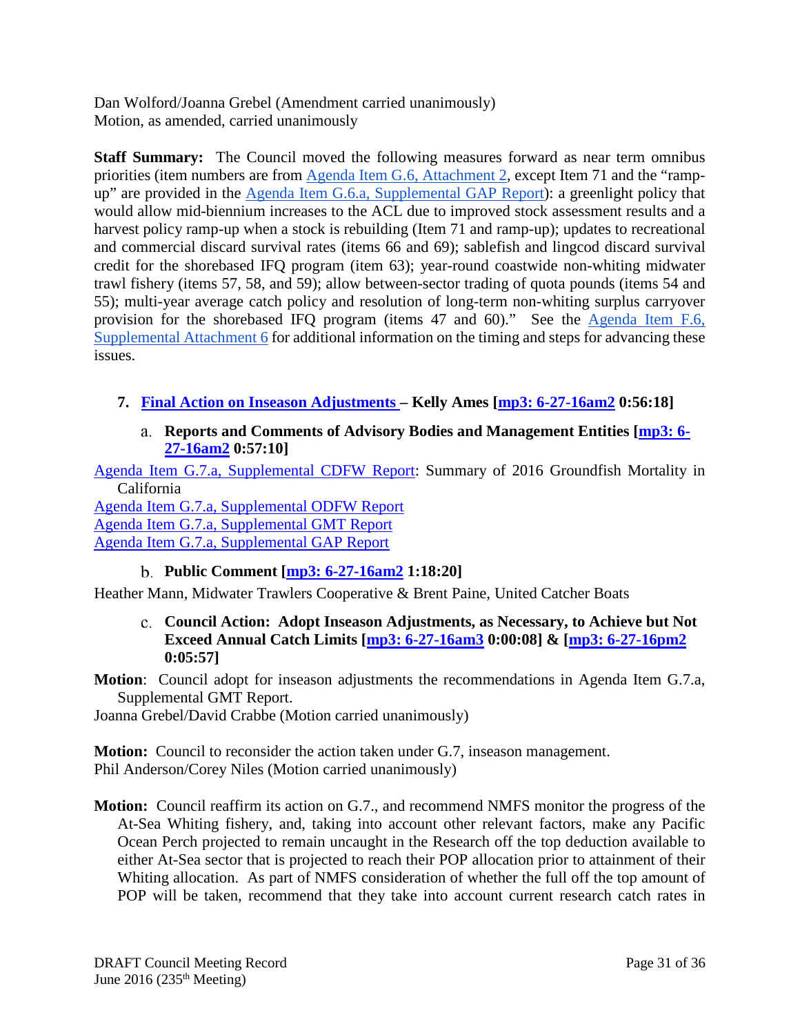Dan Wolford/Joanna Grebel (Amendment carried unanimously)
Motion, as amended, carried unanimously

**Staff Summary:** The Council moved the following measures forward as near term omnibus priorities (item numbers are from Agenda Item G.6, Attachment 2, except Item 71 and the "ramp-up" are provided in the Agenda Item G.6.a, Supplemental GAP Report): a greenlight policy that would allow mid-biennium increases to the ACL due to improved stock assessment results and a harvest policy ramp-up when a stock is rebuilding (Item 71 and ramp-up); updates to recreational and commercial discard survival rates (items 66 and 69); sablefish and lingcod discard survival credit for the shorebased IFQ program (item 63); year-round coastwide non-whiting midwater trawl fishery (items 57, 58, and 59); allow between-sector trading of quota pounds (items 54 and 55); multi-year average catch policy and resolution of long-term non-whiting surplus carryover provision for the shorebased IFQ program (items 47 and 60)." See the Agenda Item F.6, Supplemental Attachment 6 for additional information on the timing and steps for advancing these issues.

## 7. Final Action on Inseason Adjustments – Kelly Ames [mp3: 6-27-16am2 0:56:18]

### a. Reports and Comments of Advisory Bodies and Management Entities [mp3: 6-27-16am2 0:57:10]

Agenda Item G.7.a, Supplemental CDFW Report: Summary of 2016 Groundfish Mortality in California
Agenda Item G.7.a, Supplemental ODFW Report
Agenda Item G.7.a, Supplemental GMT Report
Agenda Item G.7.a, Supplemental GAP Report

### b. Public Comment [mp3: 6-27-16am2 1:18:20]

Heather Mann, Midwater Trawlers Cooperative & Brent Paine, United Catcher Boats

### c. Council Action: Adopt Inseason Adjustments, as Necessary, to Achieve but Not Exceed Annual Catch Limits [mp3: 6-27-16am3 0:00:08] & [mp3: 6-27-16pm2 0:05:57]

**Motion**: Council adopt for inseason adjustments the recommendations in Agenda Item G.7.a, Supplemental GMT Report.
Joanna Grebel/David Crabbe (Motion carried unanimously)

**Motion:** Council to reconsider the action taken under G.7, inseason management.
Phil Anderson/Corey Niles (Motion carried unanimously)

**Motion:** Council reaffirm its action on G.7., and recommend NMFS monitor the progress of the At-Sea Whiting fishery, and, taking into account other relevant factors, make any Pacific Ocean Perch projected to remain uncaught in the Research off the top deduction available to either At-Sea sector that is projected to reach their POP allocation prior to attainment of their Whiting allocation. As part of NMFS consideration of whether the full off the top amount of POP will be taken, recommend that they take into account current research catch rates in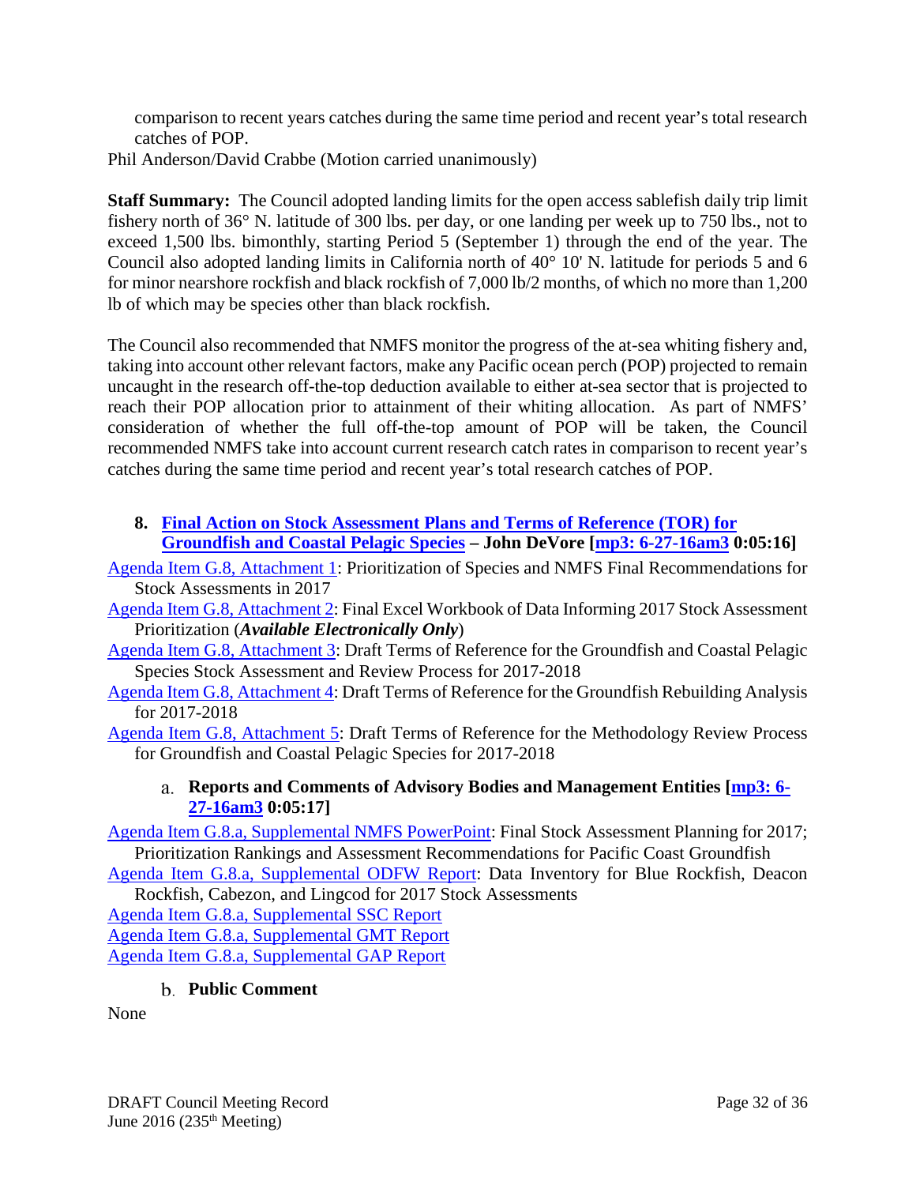comparison to recent years catches during the same time period and recent year's total research catches of POP.

Phil Anderson/David Crabbe (Motion carried unanimously)

**Staff Summary:** The Council adopted landing limits for the open access sablefish daily trip limit fishery north of 36° N. latitude of 300 lbs. per day, or one landing per week up to 750 lbs., not to exceed 1,500 lbs. bimonthly, starting Period 5 (September 1) through the end of the year. The Council also adopted landing limits in California north of 40° 10' N. latitude for periods 5 and 6 for minor nearshore rockfish and black rockfish of 7,000 lb/2 months, of which no more than 1,200 lb of which may be species other than black rockfish.

The Council also recommended that NMFS monitor the progress of the at-sea whiting fishery and, taking into account other relevant factors, make any Pacific ocean perch (POP) projected to remain uncaught in the research off-the-top deduction available to either at-sea sector that is projected to reach their POP allocation prior to attainment of their whiting allocation. As part of NMFS' consideration of whether the full off-the-top amount of POP will be taken, the Council recommended NMFS take into account current research catch rates in comparison to recent year's catches during the same time period and recent year's total research catches of POP.

### 8. Final Action on Stock Assessment Plans and Terms of Reference (TOR) for Groundfish and Coastal Pelagic Species – John DeVore [mp3: 6-27-16am3 0:05:16]

Agenda Item G.8, Attachment 1: Prioritization of Species and NMFS Final Recommendations for Stock Assessments in 2017

Agenda Item G.8, Attachment 2: Final Excel Workbook of Data Informing 2017 Stock Assessment Prioritization (***Available Electronically Only***)

Agenda Item G.8, Attachment 3: Draft Terms of Reference for the Groundfish and Coastal Pelagic Species Stock Assessment and Review Process for 2017-2018

Agenda Item G.8, Attachment 4: Draft Terms of Reference for the Groundfish Rebuilding Analysis for 2017-2018

Agenda Item G.8, Attachment 5: Draft Terms of Reference for the Methodology Review Process for Groundfish and Coastal Pelagic Species for 2017-2018

#### a. Reports and Comments of Advisory Bodies and Management Entities [mp3: 6-27-16am3 0:05:17]

Agenda Item G.8.a, Supplemental NMFS PowerPoint: Final Stock Assessment Planning for 2017; Prioritization Rankings and Assessment Recommendations for Pacific Coast Groundfish

Agenda Item G.8.a, Supplemental ODFW Report: Data Inventory for Blue Rockfish, Deacon Rockfish, Cabezon, and Lingcod for 2017 Stock Assessments

Agenda Item G.8.a, Supplemental SSC Report

Agenda Item G.8.a, Supplemental GMT Report

Agenda Item G.8.a, Supplemental GAP Report

#### b. Public Comment

None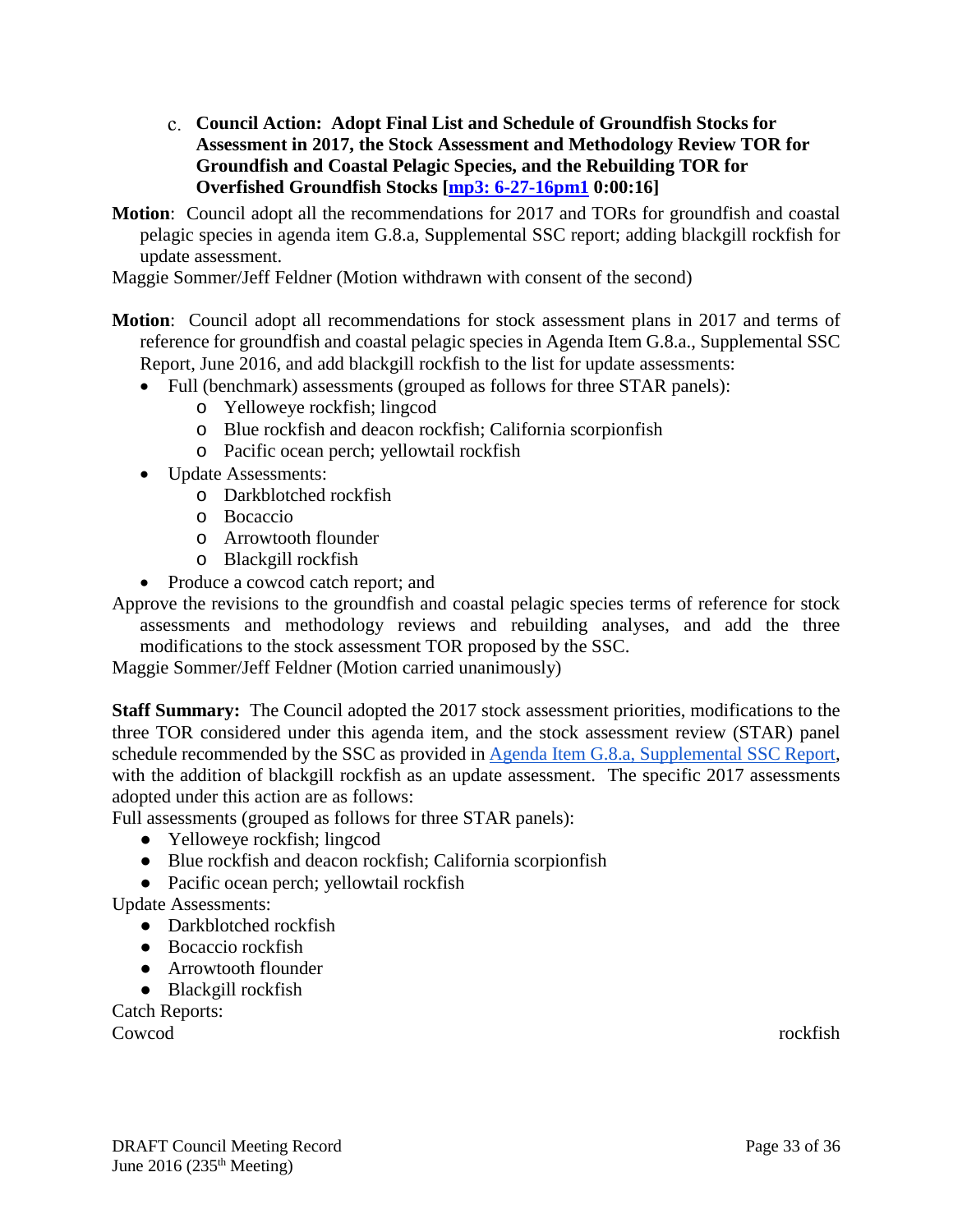c. **Council Action: Adopt Final List and Schedule of Groundfish Stocks for Assessment in 2017, the Stock Assessment and Methodology Review TOR for Groundfish and Coastal Pelagic Species, and the Rebuilding TOR for Overfished Groundfish Stocks [mp3: 6-27-16pm1 0:00:16]**

**Motion**: Council adopt all the recommendations for 2017 and TORs for groundfish and coastal pelagic species in agenda item G.8.a, Supplemental SSC report; adding blackgill rockfish for update assessment.

Maggie Sommer/Jeff Feldner (Motion withdrawn with consent of the second)

**Motion**: Council adopt all recommendations for stock assessment plans in 2017 and terms of reference for groundfish and coastal pelagic species in Agenda Item G.8.a., Supplemental SSC Report, June 2016, and add blackgill rockfish to the list for update assessments:

- Full (benchmark) assessments (grouped as follows for three STAR panels):
  - Yelloweye rockfish; lingcod
  - Blue rockfish and deacon rockfish; California scorpionfish
  - Pacific ocean perch; yellowtail rockfish
- Update Assessments:
  - Darkblotched rockfish
  - Bocaccio
  - Arrowtooth flounder
  - Blackgill rockfish
- Produce a cowcod catch report; and

Approve the revisions to the groundfish and coastal pelagic species terms of reference for stock assessments and methodology reviews and rebuilding analyses, and add the three modifications to the stock assessment TOR proposed by the SSC.

Maggie Sommer/Jeff Feldner (Motion carried unanimously)

**Staff Summary:** The Council adopted the 2017 stock assessment priorities, modifications to the three TOR considered under this agenda item, and the stock assessment review (STAR) panel schedule recommended by the SSC as provided in Agenda Item G.8.a, Supplemental SSC Report, with the addition of blackgill rockfish as an update assessment. The specific 2017 assessments adopted under this action are as follows:

Full assessments (grouped as follows for three STAR panels):

- Yelloweye rockfish; lingcod
- Blue rockfish and deacon rockfish; California scorpionfish
- Pacific ocean perch; yellowtail rockfish

Update Assessments:

- Darkblotched rockfish
- Bocaccio rockfish
- Arrowtooth flounder
- Blackgill rockfish

Catch Reports:

Cowcod rockfish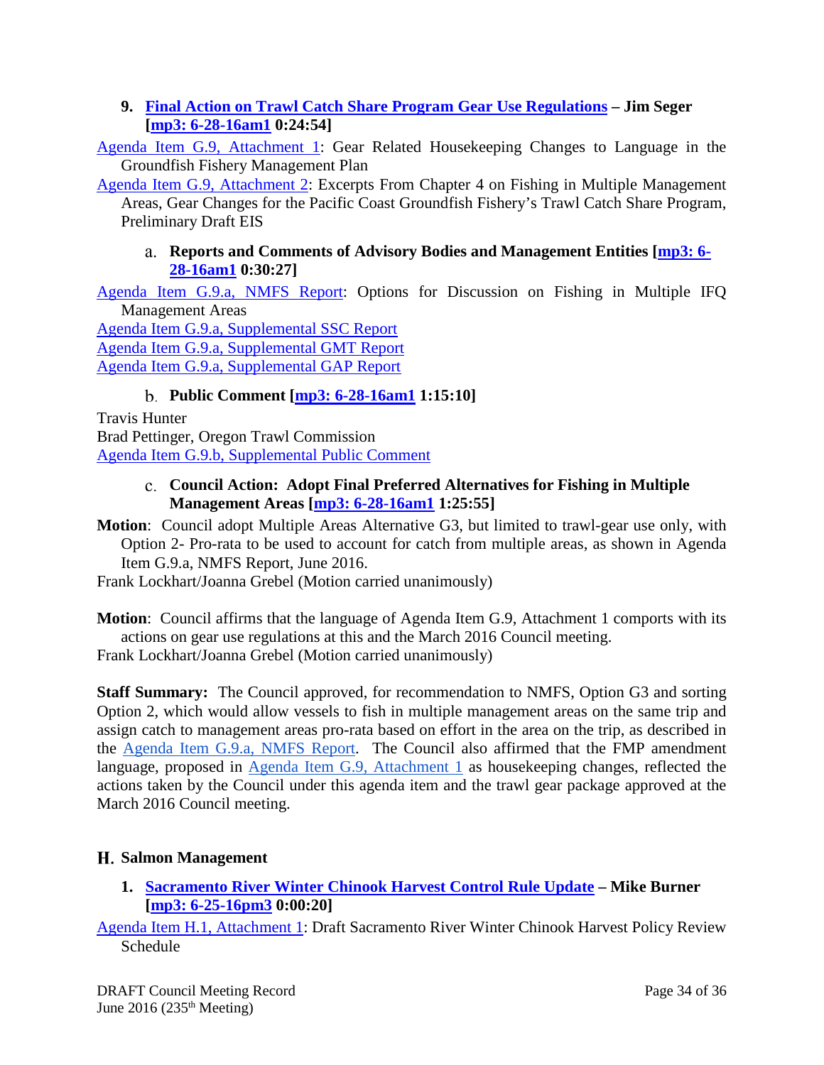### 9. Final Action on Trawl Catch Share Program Gear Use Regulations – Jim Seger [mp3: 6-28-16am1 0:24:54]

Agenda Item G.9, Attachment 1: Gear Related Housekeeping Changes to Language in the Groundfish Fishery Management Plan

Agenda Item G.9, Attachment 2: Excerpts From Chapter 4 on Fishing in Multiple Management Areas, Gear Changes for the Pacific Coast Groundfish Fishery's Trawl Catch Share Program, Preliminary Draft EIS

#### a. Reports and Comments of Advisory Bodies and Management Entities [mp3: 6-28-16am1 0:30:27]

Agenda Item G.9.a, NMFS Report: Options for Discussion on Fishing in Multiple IFQ Management Areas

Agenda Item G.9.a, Supplemental SSC Report

Agenda Item G.9.a, Supplemental GMT Report

Agenda Item G.9.a, Supplemental GAP Report

#### b. Public Comment [mp3: 6-28-16am1 1:15:10]

Travis Hunter

Brad Pettinger, Oregon Trawl Commission

Agenda Item G.9.b, Supplemental Public Comment

#### c. Council Action: Adopt Final Preferred Alternatives for Fishing in Multiple Management Areas [mp3: 6-28-16am1 1:25:55]

**Motion**: Council adopt Multiple Areas Alternative G3, but limited to trawl-gear use only, with Option 2- Pro-rata to be used to account for catch from multiple areas, as shown in Agenda Item G.9.a, NMFS Report, June 2016.

Frank Lockhart/Joanna Grebel (Motion carried unanimously)

**Motion**: Council affirms that the language of Agenda Item G.9, Attachment 1 comports with its actions on gear use regulations at this and the March 2016 Council meeting.

Frank Lockhart/Joanna Grebel (Motion carried unanimously)

**Staff Summary:** The Council approved, for recommendation to NMFS, Option G3 and sorting Option 2, which would allow vessels to fish in multiple management areas on the same trip and assign catch to management areas pro-rata based on effort in the area on the trip, as described in the Agenda Item G.9.a, NMFS Report. The Council also affirmed that the FMP amendment language, proposed in Agenda Item G.9, Attachment 1 as housekeeping changes, reflected the actions taken by the Council under this agenda item and the trawl gear package approved at the March 2016 Council meeting.

## H. Salmon Management

### 1. Sacramento River Winter Chinook Harvest Control Rule Update – Mike Burner [mp3: 6-25-16pm3 0:00:20]

Agenda Item H.1, Attachment 1: Draft Sacramento River Winter Chinook Harvest Policy Review Schedule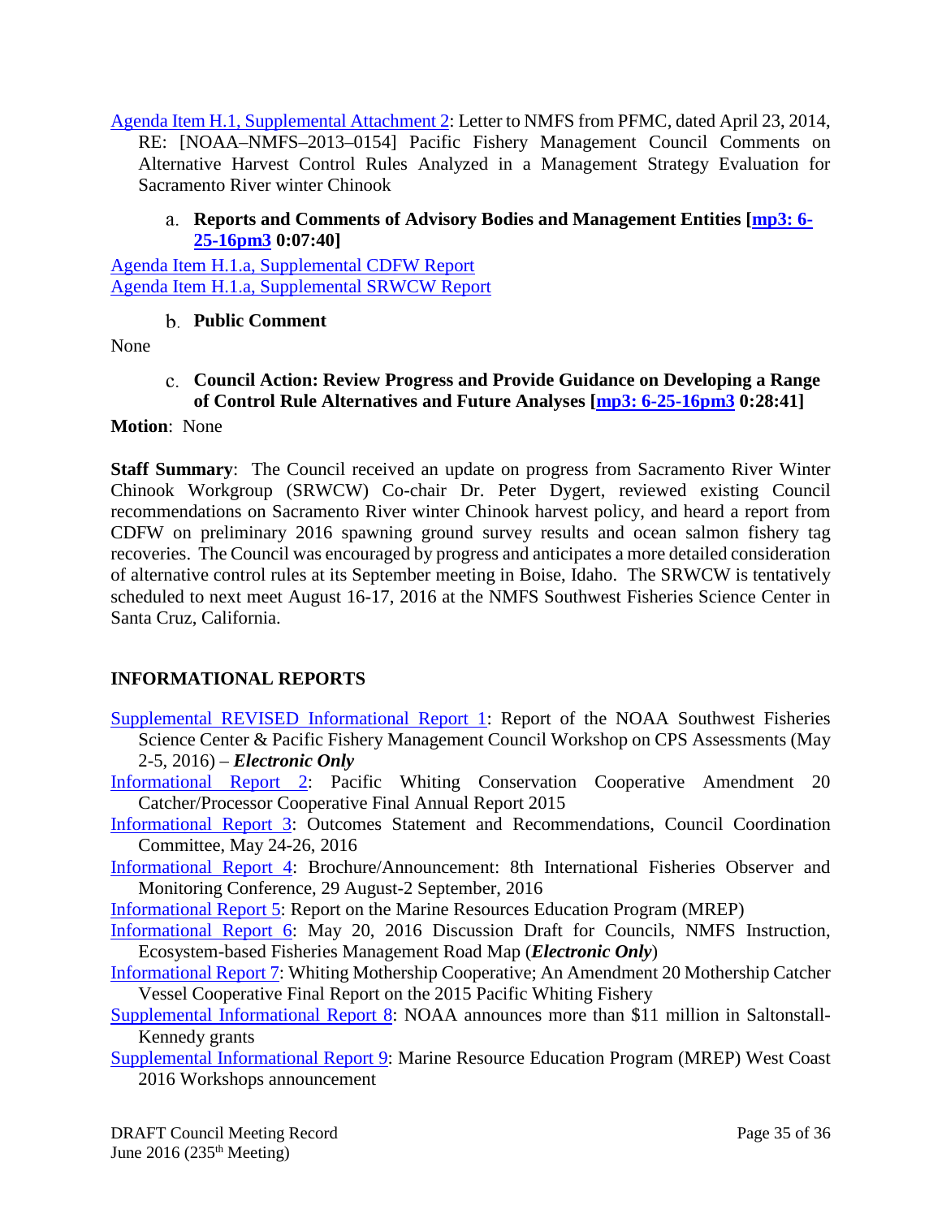Agenda Item H.1, Supplemental Attachment 2: Letter to NMFS from PFMC, dated April 23, 2014, RE: [NOAA–NMFS–2013–0154] Pacific Fishery Management Council Comments on Alternative Harvest Control Rules Analyzed in a Management Strategy Evaluation for Sacramento River winter Chinook

a. **Reports and Comments of Advisory Bodies and Management Entities [mp3: 6-25-16pm3 0:07:40]**

Agenda Item H.1.a, Supplemental CDFW Report
Agenda Item H.1.a, Supplemental SRWCW Report

b. **Public Comment**

None

c. **Council Action: Review Progress and Provide Guidance on Developing a Range of Control Rule Alternatives and Future Analyses [mp3: 6-25-16pm3 0:28:41]**

**Motion**: None

**Staff Summary**: The Council received an update on progress from Sacramento River Winter Chinook Workgroup (SRWCW) Co-chair Dr. Peter Dygert, reviewed existing Council recommendations on Sacramento River winter Chinook harvest policy, and heard a report from CDFW on preliminary 2016 spawning ground survey results and ocean salmon fishery tag recoveries. The Council was encouraged by progress and anticipates a more detailed consideration of alternative control rules at its September meeting in Boise, Idaho. The SRWCW is tentatively scheduled to next meet August 16-17, 2016 at the NMFS Southwest Fisheries Science Center in Santa Cruz, California.

## INFORMATIONAL REPORTS

Supplemental REVISED Informational Report 1: Report of the NOAA Southwest Fisheries Science Center & Pacific Fishery Management Council Workshop on CPS Assessments (May 2-5, 2016) – ***Electronic Only***

Informational Report 2: Pacific Whiting Conservation Cooperative Amendment 20 Catcher/Processor Cooperative Final Annual Report 2015

Informational Report 3: Outcomes Statement and Recommendations, Council Coordination Committee, May 24-26, 2016

Informational Report 4: Brochure/Announcement: 8th International Fisheries Observer and Monitoring Conference, 29 August-2 September, 2016

Informational Report 5: Report on the Marine Resources Education Program (MREP)

Informational Report 6: May 20, 2016 Discussion Draft for Councils, NMFS Instruction, Ecosystem-based Fisheries Management Road Map (***Electronic Only***)

Informational Report 7: Whiting Mothership Cooperative; An Amendment 20 Mothership Catcher Vessel Cooperative Final Report on the 2015 Pacific Whiting Fishery

Supplemental Informational Report 8: NOAA announces more than $11 million in Saltonstall-Kennedy grants

Supplemental Informational Report 9: Marine Resource Education Program (MREP) West Coast 2016 Workshops announcement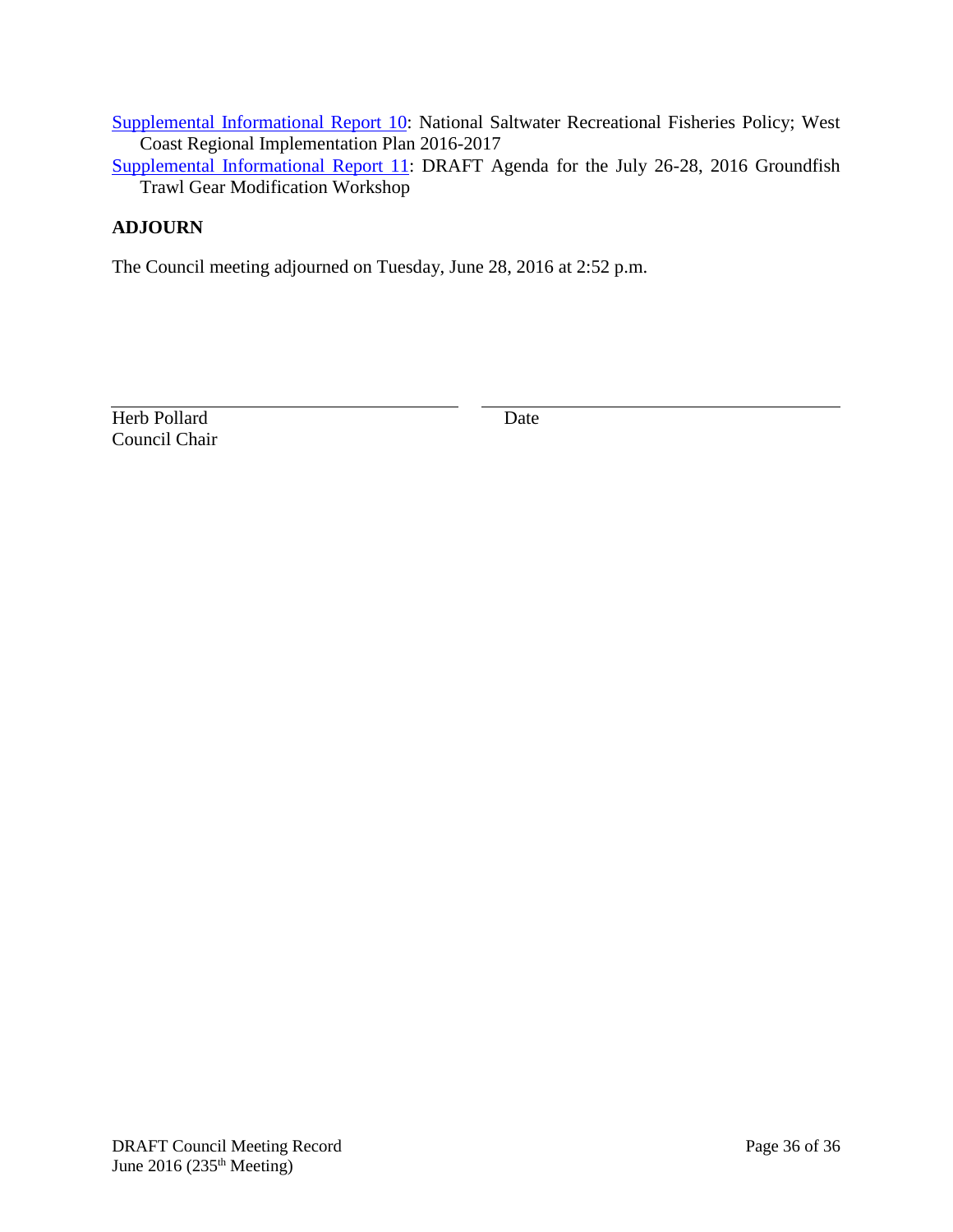Supplemental Informational Report 10: National Saltwater Recreational Fisheries Policy; West Coast Regional Implementation Plan 2016-2017

Supplemental Informational Report 11: DRAFT Agenda for the July 26-28, 2016 Groundfish Trawl Gear Modification Workshop

**ADJOURN**

The Council meeting adjourned on Tuesday, June 28, 2016 at 2:52 p.m.

| | |
|---|---|
| Herb Pollard<br>Council Chair | Date |